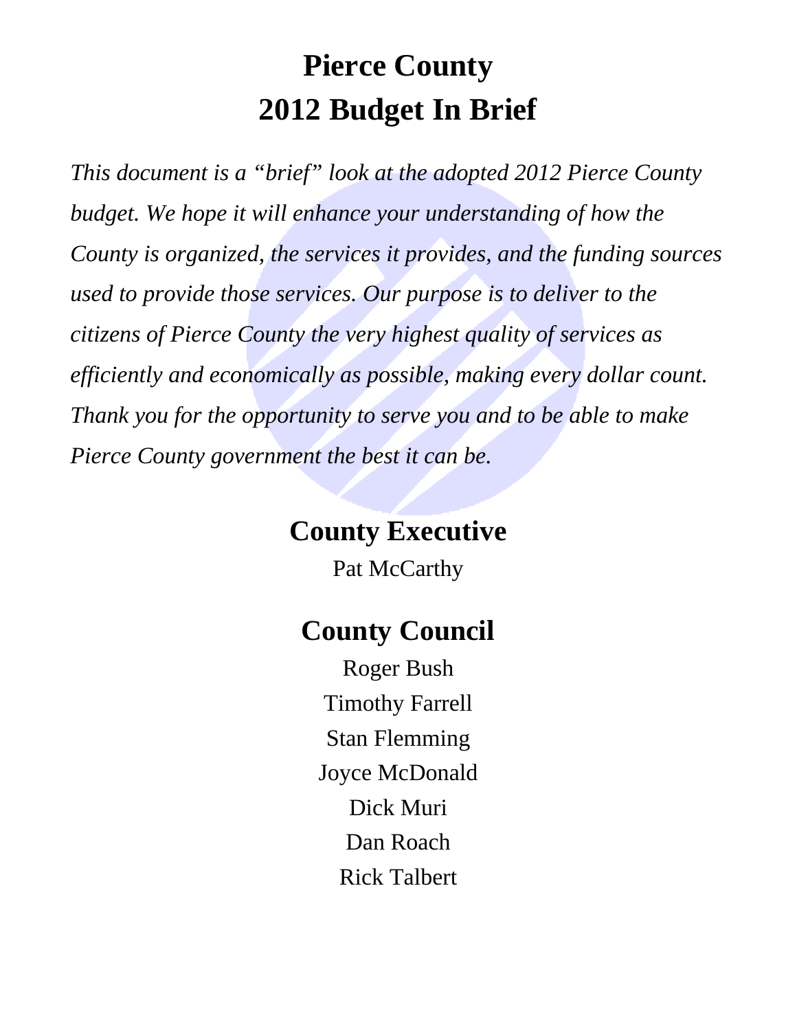# Pierce County
# 2012 Budget In Brief

*This document is a "brief" look at the adopted 2012 Pierce County budget. We hope it will enhance your understanding of how the County is organized, the services it provides, and the funding sources used to provide those services. Our purpose is to deliver to the citizens of Pierce County the very highest quality of services as efficiently and economically as possible, making every dollar count. Thank you for the opportunity to serve you and to be able to make Pierce County government the best it can be.*

## County Executive

Pat McCarthy

## County Council

Roger Bush

Timothy Farrell

Stan Flemming

Joyce McDonald

Dick Muri

Dan Roach

Rick Talbert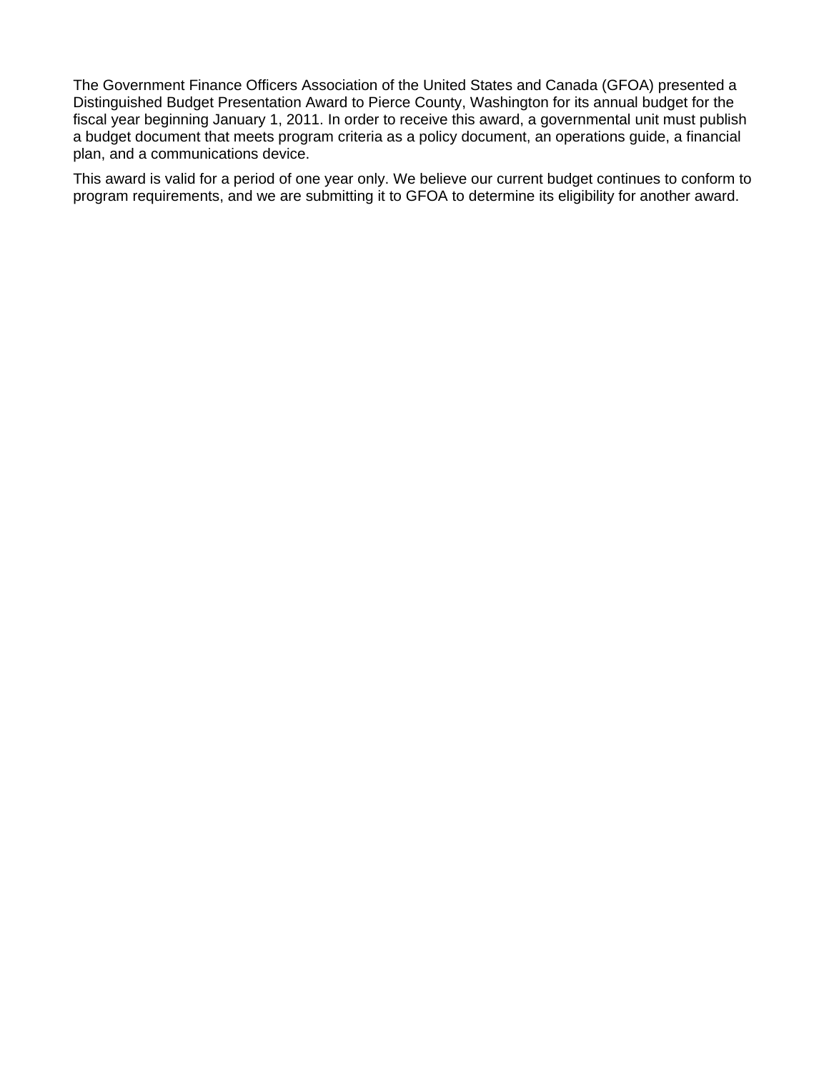The Government Finance Officers Association of the United States and Canada (GFOA) presented a Distinguished Budget Presentation Award to Pierce County, Washington for its annual budget for the fiscal year beginning January 1, 2011. In order to receive this award, a governmental unit must publish a budget document that meets program criteria as a policy document, an operations guide, a financial plan, and a communications device.

This award is valid for a period of one year only. We believe our current budget continues to conform to program requirements, and we are submitting it to GFOA to determine its eligibility for another award.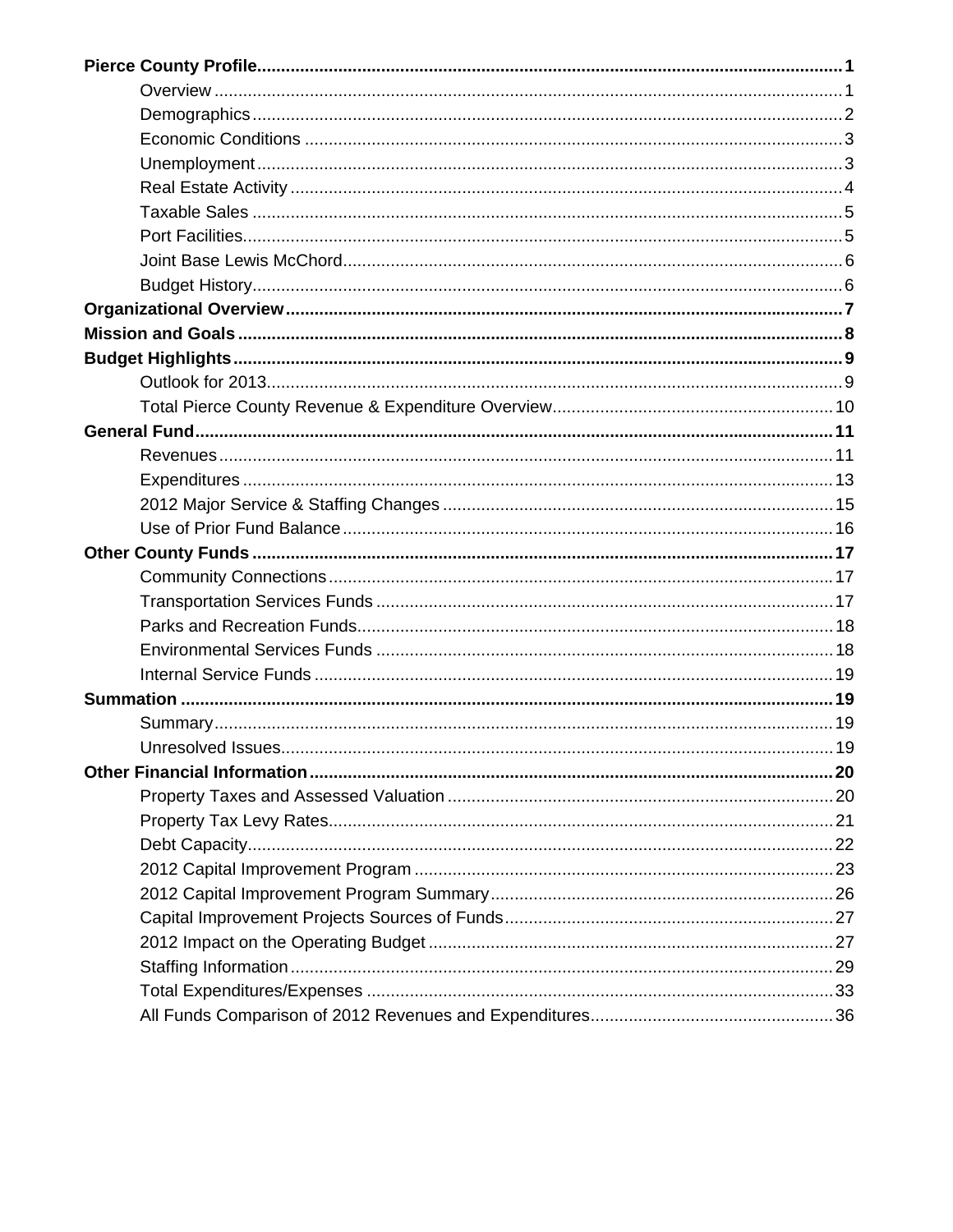| | |
|---|---|
| **Pierce County Profile** | **1** |
| Overview | 1 |
| Demographics | 2 |
| Economic Conditions | 3 |
| Unemployment | 3 |
| Real Estate Activity | 4 |
| Taxable Sales | 5 |
| Port Facilities | 5 |
| Joint Base Lewis McChord | 6 |
| Budget History | 6 |
| **Organizational Overview** | **7** |
| **Mission and Goals** | **8** |
| **Budget Highlights** | **9** |
| Outlook for 2013 | 9 |
| Total Pierce County Revenue & Expenditure Overview | 10 |
| **General Fund** | **11** |
| Revenues | 11 |
| Expenditures | 13 |
| 2012 Major Service & Staffing Changes | 15 |
| Use of Prior Fund Balance | 16 |
| **Other County Funds** | **17** |
| Community Connections | 17 |
| Transportation Services Funds | 17 |
| Parks and Recreation Funds | 18 |
| Environmental Services Funds | 18 |
| Internal Service Funds | 19 |
| **Summation** | **19** |
| Summary | 19 |
| Unresolved Issues | 19 |
| **Other Financial Information** | **20** |
| Property Taxes and Assessed Valuation | 20 |
| Property Tax Levy Rates | 21 |
| Debt Capacity | 22 |
| 2012 Capital Improvement Program | 23 |
| 2012 Capital Improvement Program Summary | 26 |
| Capital Improvement Projects Sources of Funds | 27 |
| 2012 Impact on the Operating Budget | 27 |
| Staffing Information | 29 |
| Total Expenditures/Expenses | 33 |
| All Funds Comparison of 2012 Revenues and Expenditures | 36 |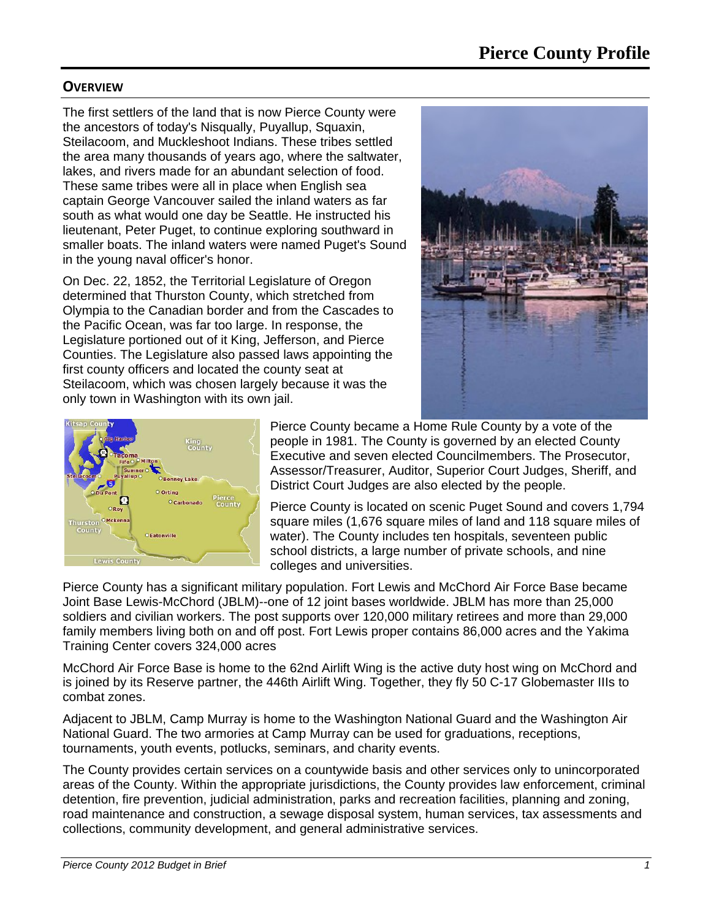# Pierce County Profile

## Overview

The first settlers of the land that is now Pierce County were the ancestors of today's Nisqually, Puyallup, Squaxin, Steilacoom, and Muckleshoot Indians. These tribes settled the area many thousands of years ago, where the saltwater, lakes, and rivers made for an abundant selection of food. These same tribes were all in place when English sea captain George Vancouver sailed the inland waters as far south as what would one day be Seattle. He instructed his lieutenant, Peter Puget, to continue exploring southward in smaller boats. The inland waters were named Puget's Sound in the young naval officer's honor.

On Dec. 22, 1852, the Territorial Legislature of Oregon determined that Thurston County, which stretched from Olympia to the Canadian border and from the Cascades to the Pacific Ocean, was far too large. In response, the Legislature portioned out of it King, Jefferson, and Pierce Counties. The Legislature also passed laws appointing the first county officers and located the county seat at Steilacoom, which was chosen largely because it was the only town in Washington with its own jail.

Pierce County became a Home Rule County by a vote of the people in 1981. The County is governed by an elected County Executive and seven elected Councilmembers. The Prosecutor, Assessor/Treasurer, Auditor, Superior Court Judges, Sheriff, and District Court Judges are also elected by the people.

Pierce County is located on scenic Puget Sound and covers 1,794 square miles (1,676 square miles of land and 118 square miles of water). The County includes ten hospitals, seventeen public school districts, a large number of private schools, and nine colleges and universities.

Pierce County has a significant military population. Fort Lewis and McChord Air Force Base became Joint Base Lewis-McChord (JBLM)--one of 12 joint bases worldwide. JBLM has more than 25,000 soldiers and civilian workers. The post supports over 120,000 military retirees and more than 29,000 family members living both on and off post. Fort Lewis proper contains 86,000 acres and the Yakima Training Center covers 324,000 acres

McChord Air Force Base is home to the 62nd Airlift Wing is the active duty host wing on McChord and is joined by its Reserve partner, the 446th Airlift Wing. Together, they fly 50 C-17 Globemaster IIIs to combat zones.

Adjacent to JBLM, Camp Murray is home to the Washington National Guard and the Washington Air National Guard. The two armories at Camp Murray can be used for graduations, receptions, tournaments, youth events, potlucks, seminars, and charity events.

The County provides certain services on a countywide basis and other services only to unincorporated areas of the County. Within the appropriate jurisdictions, the County provides law enforcement, criminal detention, fire prevention, judicial administration, parks and recreation facilities, planning and zoning, road maintenance and construction, a sewage disposal system, human services, tax assessments and collections, community development, and general administrative services.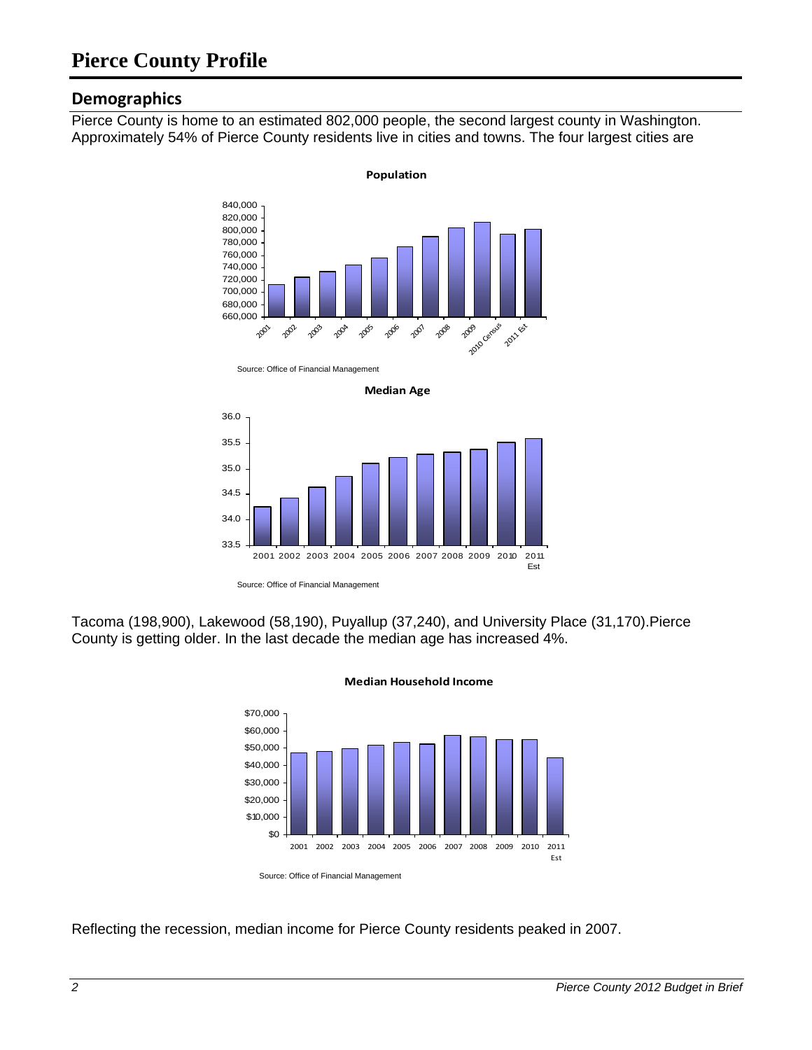# Pierce County Profile

## Demographics

Pierce County is home to an estimated 802,000 people, the second largest county in Washington. Approximately 54% of Pierce County residents live in cities and towns. The four largest cities are

**Population**

Source: Office of Financial Management

**Median Age**

Source: Office of Financial Management

Tacoma (198,900), Lakewood (58,190), Puyallup (37,240), and University Place (31,170).Pierce County is getting older. In the last decade the median age has increased 4%.

**Median Household Income**

Source: Office of Financial Management

Reflecting the recession, median income for Pierce County residents peaked in 2007.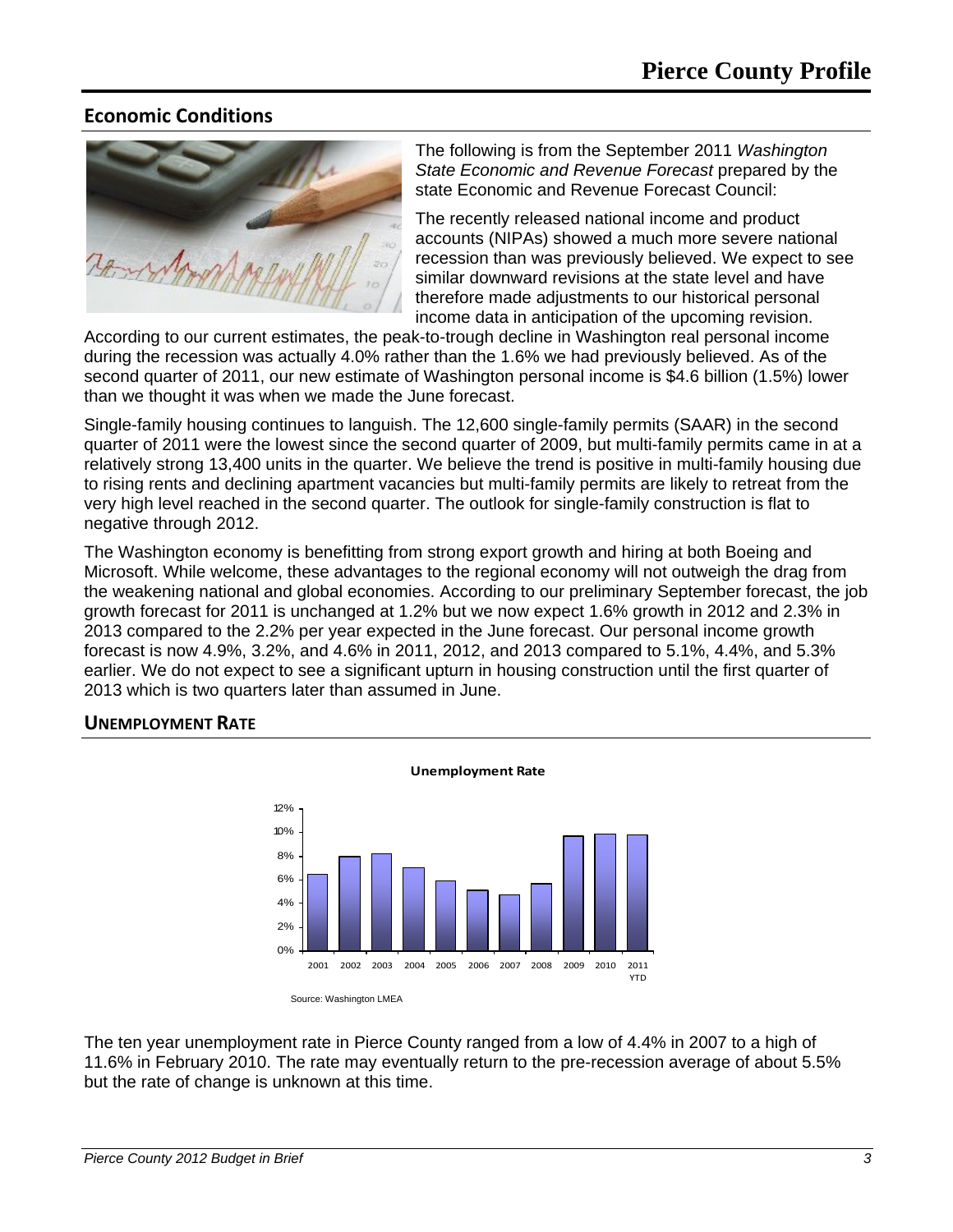# Pierce County Profile

## Economic Conditions

The following is from the September 2011 *Washington State Economic and Revenue Forecast* prepared by the state Economic and Revenue Forecast Council:

The recently released national income and product accounts (NIPAs) showed a much more severe national recession than was previously believed. We expect to see similar downward revisions at the state level and have therefore made adjustments to our historical personal income data in anticipation of the upcoming revision. According to our current estimates, the peak-to-trough decline in Washington real personal income during the recession was actually 4.0% rather than the 1.6% we had previously believed. As of the second quarter of 2011, our new estimate of Washington personal income is $4.6 billion (1.5%) lower than we thought it was when we made the June forecast.

Single-family housing continues to languish. The 12,600 single-family permits (SAAR) in the second quarter of 2011 were the lowest since the second quarter of 2009, but multi-family permits came in at a relatively strong 13,400 units in the quarter. We believe the trend is positive in multi-family housing due to rising rents and declining apartment vacancies but multi-family permits are likely to retreat from the very high level reached in the second quarter. The outlook for single-family construction is flat to negative through 2012.

The Washington economy is benefitting from strong export growth and hiring at both Boeing and Microsoft. While welcome, these advantages to the regional economy will not outweigh the drag from the weakening national and global economies. According to our preliminary September forecast, the job growth forecast for 2011 is unchanged at 1.2% but we now expect 1.6% growth in 2012 and 2.3% in 2013 compared to the 2.2% per year expected in the June forecast. Our personal income growth forecast is now 4.9%, 3.2%, and 4.6% in 2011, 2012, and 2013 compared to 5.1%, 4.4%, and 5.3% earlier. We do not expect to see a significant upturn in housing construction until the first quarter of 2013 which is two quarters later than assumed in June.

## UNEMPLOYMENT RATE

**Unemployment Rate**

Source: Washington LMEA

The ten year unemployment rate in Pierce County ranged from a low of 4.4% in 2007 to a high of 11.6% in February 2010. The rate may eventually return to the pre-recession average of about 5.5% but the rate of change is unknown at this time.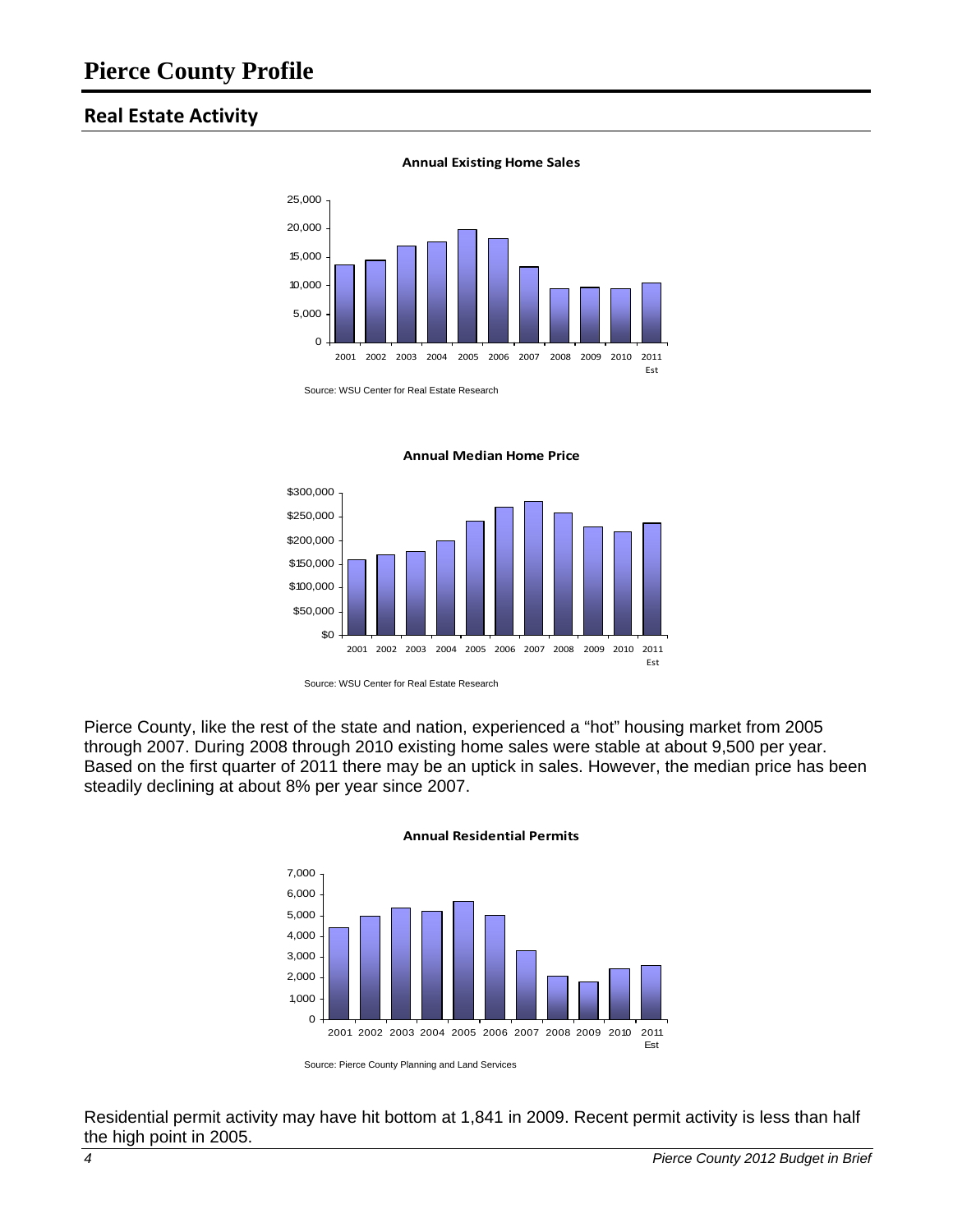# Pierce County Profile

## Real Estate Activity

**Annual Existing Home Sales**

Source: WSU Center for Real Estate Research

**Annual Median Home Price**

Source: WSU Center for Real Estate Research

Pierce County, like the rest of the state and nation, experienced a "hot" housing market from 2005 through 2007. During 2008 through 2010 existing home sales were stable at about 9,500 per year. Based on the first quarter of 2011 there may be an uptick in sales. However, the median price has been steadily declining at about 8% per year since 2007.

**Annual Residential Permits**

Source: Pierce County Planning and Land Services

Residential permit activity may have hit bottom at 1,841 in 2009. Recent permit activity is less than half the high point in 2005.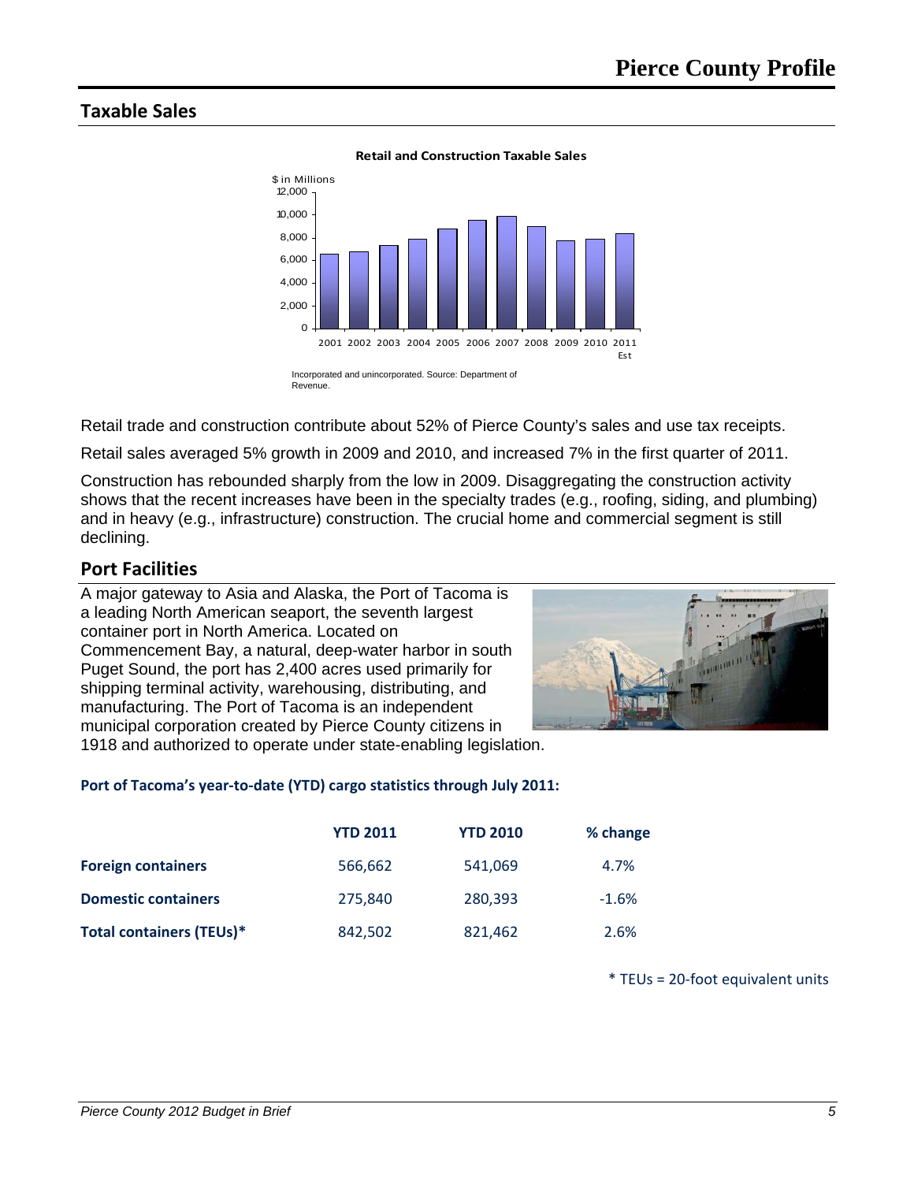## Taxable Sales

**Retail and Construction Taxable Sales**

Incorporated and unincorporated. Source: Department of Revenue.

Retail trade and construction contribute about 52% of Pierce County's sales and use tax receipts.

Retail sales averaged 5% growth in 2009 and 2010, and increased 7% in the first quarter of 2011.

Construction has rebounded sharply from the low in 2009. Disaggregating the construction activity shows that the recent increases have been in the specialty trades (e.g., roofing, siding, and plumbing) and in heavy (e.g., infrastructure) construction. The crucial home and commercial segment is still declining.

## Port Facilities

A major gateway to Asia and Alaska, the Port of Tacoma is a leading North American seaport, the seventh largest container port in North America. Located on Commencement Bay, a natural, deep-water harbor in south Puget Sound, the port has 2,400 acres used primarily for shipping terminal activity, warehousing, distributing, and manufacturing. The Port of Tacoma is an independent municipal corporation created by Pierce County citizens in 1918 and authorized to operate under state-enabling legislation.

**Port of Tacoma's year-to-date (YTD) cargo statistics through July 2011:**

| | YTD 2011 | YTD 2010 | % change |
|---|---|---|---|
| **Foreign containers** | 566,662 | 541,069 | 4.7% |
| **Domestic containers** | 275,840 | 280,393 | -1.6% |
| **Total containers (TEUs)*** | 842,502 | 821,462 | 2.6% |

* TEUs = 20-foot equivalent units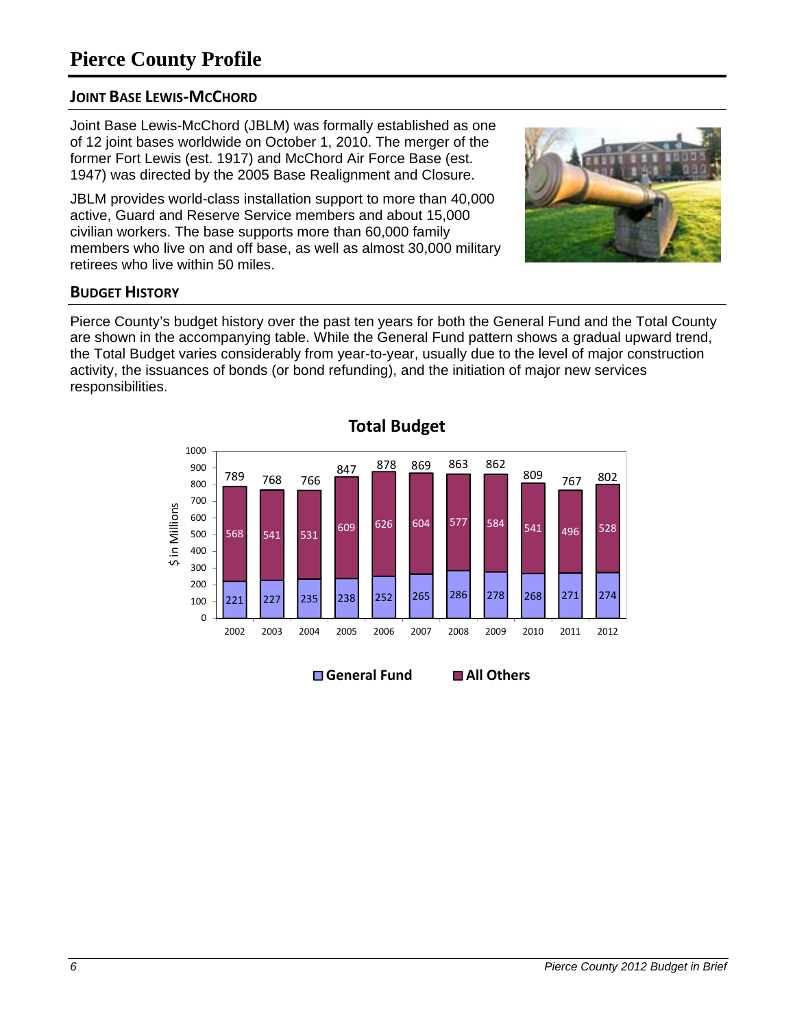# Pierce County Profile

## Joint Base Lewis-McChord

Joint Base Lewis-McChord (JBLM) was formally established as one of 12 joint bases worldwide on October 1, 2010. The merger of the former Fort Lewis (est. 1917) and McChord Air Force Base (est. 1947) was directed by the 2005 Base Realignment and Closure.

JBLM provides world-class installation support to more than 40,000 active, Guard and Reserve Service members and about 15,000 civilian workers. The base supports more than 60,000 family members who live on and off base, as well as almost 30,000 military retirees who live within 50 miles.

## Budget History

Pierce County's budget history over the past ten years for both the General Fund and the Total County are shown in the accompanying table. While the General Fund pattern shows a gradual upward trend, the Total Budget varies considerably from year-to-year, usually due to the level of major construction activity, the issuances of bonds (or bond refunding), and the initiation of major new services responsibilities.

**Total Budget**

($ in Millions)

| Year | General Fund | All Others | Total |
|---|---|---|---|
| 2002 | 221 | 568 | 789 |
| 2003 | 227 | 541 | 768 |
| 2004 | 235 | 531 | 766 |
| 2005 | 238 | 609 | 847 |
| 2006 | 252 | 626 | 878 |
| 2007 | 265 | 604 | 869 |
| 2008 | 286 | 577 | 863 |
| 2009 | 278 | 584 | 862 |
| 2010 | 268 | 541 | 809 |
| 2011 | 271 | 496 | 767 |
| 2012 | 274 | 528 | 802 |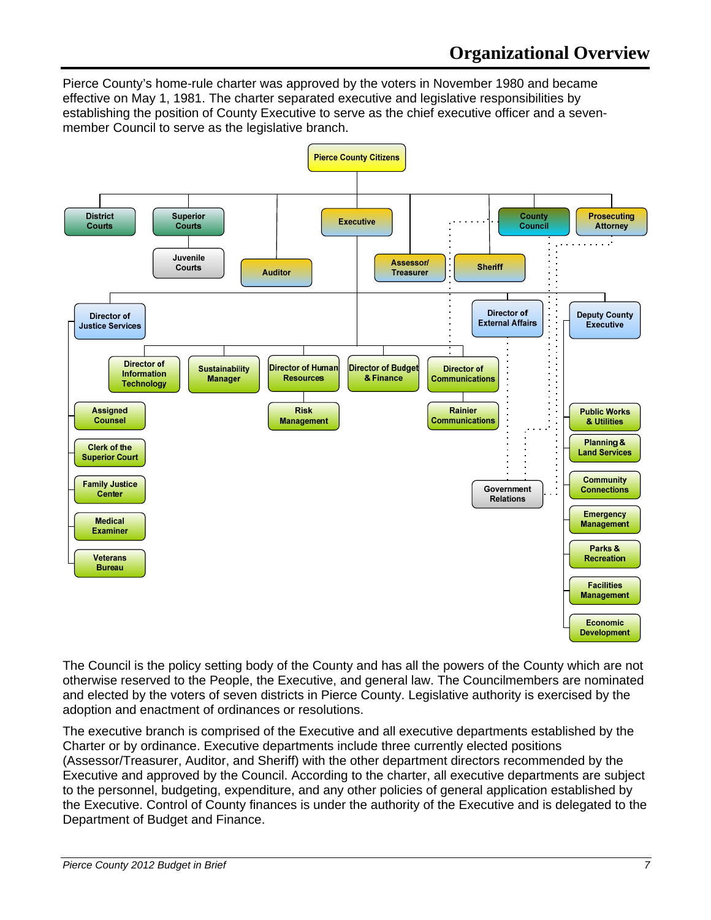# Organizational Overview

Pierce County's home-rule charter was approved by the voters in November 1980 and became effective on May 1, 1981. The charter separated executive and legislative responsibilities by establishing the position of County Executive to serve as the chief executive officer and a seven-member Council to serve as the legislative branch.

- Pierce County Citizens
  - District Courts
  - Superior Courts
    - Juvenile Courts
  - Auditor
  - Executive
    - Director of Justice Services
      - Assigned Counsel
      - Clerk of the Superior Court
      - Family Justice Center
      - Medical Examiner
      - Veterans Bureau
    - Director of Information Technology
    - Sustainability Manager
    - Director of Human Resources
      - Risk Management
    - Director of Budget & Finance
    - Director of Communications
      - Rainier Communications
    - Director of External Affairs
      - Government Relations
    - Deputy County Executive
      - Public Works & Utilities
      - Planning & Land Services
      - Community Connections
      - Emergency Management
      - Parks & Recreation
      - Facilities Management
      - Economic Development
  - Assessor/Treasurer
  - Sheriff
  - County Council
  - Prosecuting Attorney

The Council is the policy setting body of the County and has all the powers of the County which are not otherwise reserved to the People, the Executive, and general law. The Councilmembers are nominated and elected by the voters of seven districts in Pierce County. Legislative authority is exercised by the adoption and enactment of ordinances or resolutions.

The executive branch is comprised of the Executive and all executive departments established by the Charter or by ordinance. Executive departments include three currently elected positions (Assessor/Treasurer, Auditor, and Sheriff) with the other department directors recommended by the Executive and approved by the Council. According to the charter, all executive departments are subject to the personnel, budgeting, expenditure, and any other policies of general application established by the Executive. Control of County finances is under the authority of the Executive and is delegated to the Department of Budget and Finance.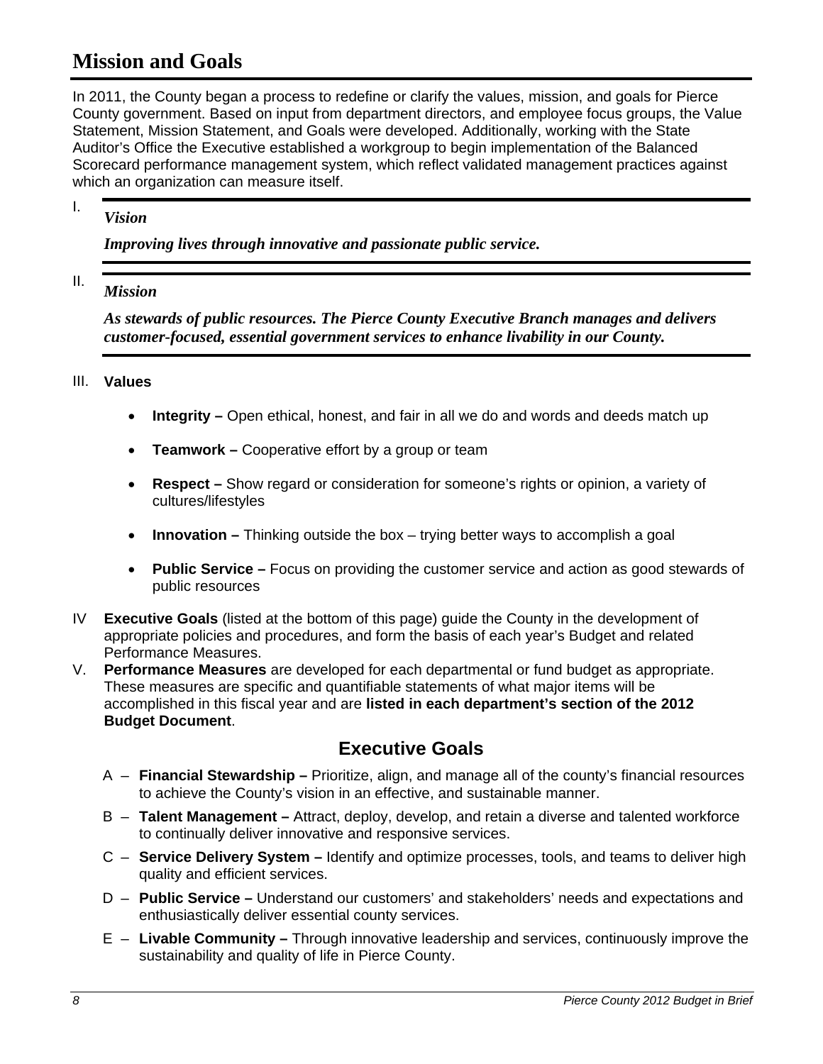# Mission and Goals

In 2011, the County began a process to redefine or clarify the values, mission, and goals for Pierce County government. Based on input from department directors, and employee focus groups, the Value Statement, Mission Statement, and Goals were developed. Additionally, working with the State Auditor's Office the Executive established a workgroup to begin implementation of the Balanced Scorecard performance management system, which reflect validated management practices against which an organization can measure itself.

I. ***Vision***

***Improving lives through innovative and passionate public service.***

II. ***Mission***

***As stewards of public resources. The Pierce County Executive Branch manages and delivers customer-focused, essential government services to enhance livability in our County.***

III. **Values**

- **Integrity –** Open ethical, honest, and fair in all we do and words and deeds match up
- **Teamwork –** Cooperative effort by a group or team
- **Respect –** Show regard or consideration for someone's rights or opinion, a variety of cultures/lifestyles
- **Innovation –** Thinking outside the box – trying better ways to accomplish a goal
- **Public Service –** Focus on providing the customer service and action as good stewards of public resources

IV **Executive Goals** (listed at the bottom of this page) guide the County in the development of appropriate policies and procedures, and form the basis of each year's Budget and related Performance Measures.

V. **Performance Measures** are developed for each departmental or fund budget as appropriate. These measures are specific and quantifiable statements of what major items will be accomplished in this fiscal year and are **listed in each department's section of the 2012 Budget Document**.

## Executive Goals

A – **Financial Stewardship –** Prioritize, align, and manage all of the county's financial resources to achieve the County's vision in an effective, and sustainable manner.

B – **Talent Management –** Attract, deploy, develop, and retain a diverse and talented workforce to continually deliver innovative and responsive services.

C – **Service Delivery System –** Identify and optimize processes, tools, and teams to deliver high quality and efficient services.

D – **Public Service –** Understand our customers' and stakeholders' needs and expectations and enthusiastically deliver essential county services.

E – **Livable Community –** Through innovative leadership and services, continuously improve the sustainability and quality of life in Pierce County.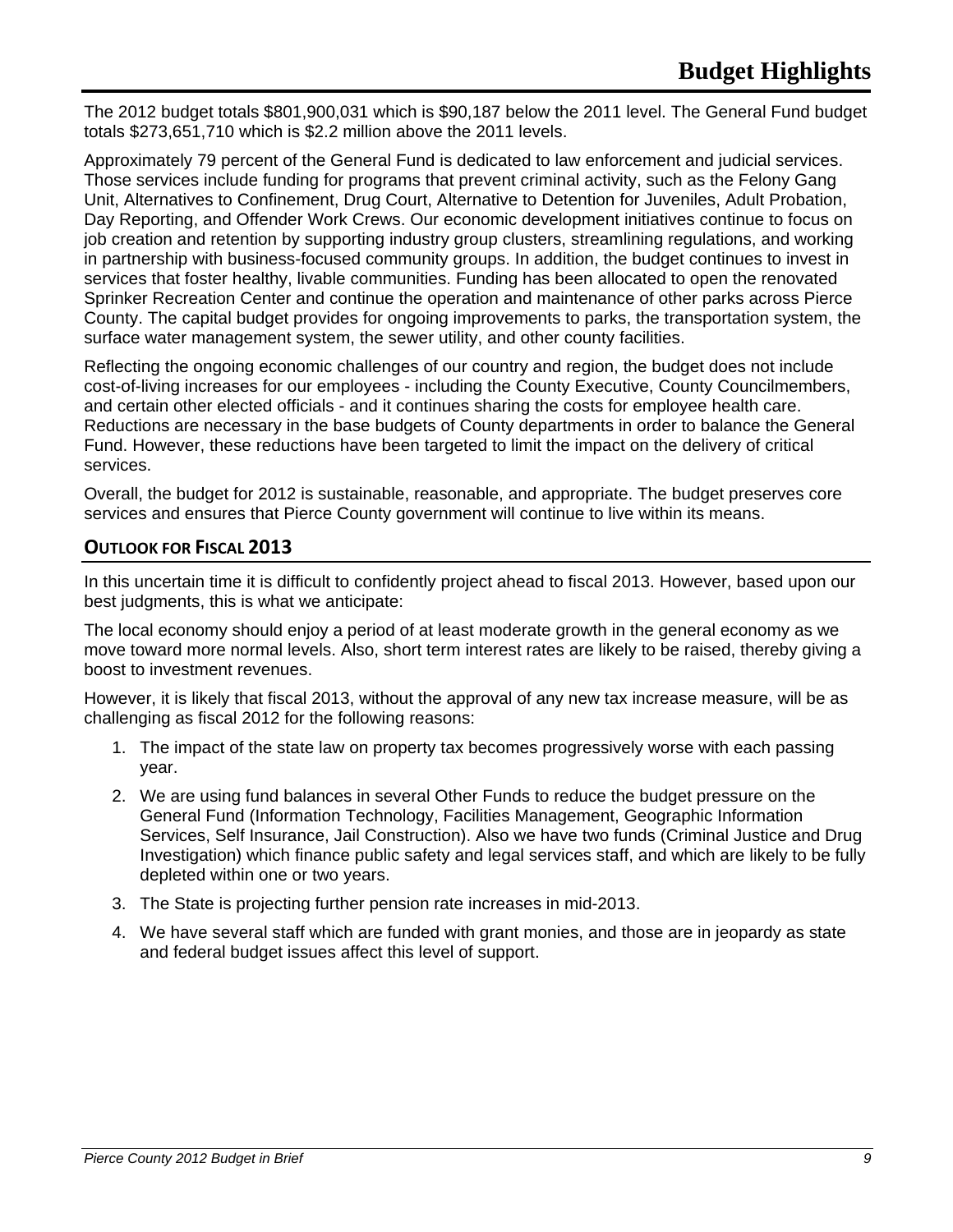# Budget Highlights

The 2012 budget totals $801,900,031 which is $90,187 below the 2011 level. The General Fund budget totals $273,651,710 which is $2.2 million above the 2011 levels.

Approximately 79 percent of the General Fund is dedicated to law enforcement and judicial services. Those services include funding for programs that prevent criminal activity, such as the Felony Gang Unit, Alternatives to Confinement, Drug Court, Alternative to Detention for Juveniles, Adult Probation, Day Reporting, and Offender Work Crews. Our economic development initiatives continue to focus on job creation and retention by supporting industry group clusters, streamlining regulations, and working in partnership with business-focused community groups. In addition, the budget continues to invest in services that foster healthy, livable communities. Funding has been allocated to open the renovated Sprinker Recreation Center and continue the operation and maintenance of other parks across Pierce County. The capital budget provides for ongoing improvements to parks, the transportation system, the surface water management system, the sewer utility, and other county facilities.

Reflecting the ongoing economic challenges of our country and region, the budget does not include cost-of-living increases for our employees - including the County Executive, County Councilmembers, and certain other elected officials - and it continues sharing the costs for employee health care. Reductions are necessary in the base budgets of County departments in order to balance the General Fund. However, these reductions have been targeted to limit the impact on the delivery of critical services.

Overall, the budget for 2012 is sustainable, reasonable, and appropriate. The budget preserves core services and ensures that Pierce County government will continue to live within its means.

## Outlook for Fiscal 2013

In this uncertain time it is difficult to confidently project ahead to fiscal 2013. However, based upon our best judgments, this is what we anticipate:

The local economy should enjoy a period of at least moderate growth in the general economy as we move toward more normal levels. Also, short term interest rates are likely to be raised, thereby giving a boost to investment revenues.

However, it is likely that fiscal 2013, without the approval of any new tax increase measure, will be as challenging as fiscal 2012 for the following reasons:

1. The impact of the state law on property tax becomes progressively worse with each passing year.
2. We are using fund balances in several Other Funds to reduce the budget pressure on the General Fund (Information Technology, Facilities Management, Geographic Information Services, Self Insurance, Jail Construction). Also we have two funds (Criminal Justice and Drug Investigation) which finance public safety and legal services staff, and which are likely to be fully depleted within one or two years.
3. The State is projecting further pension rate increases in mid-2013.
4. We have several staff which are funded with grant monies, and those are in jeopardy as state and federal budget issues affect this level of support.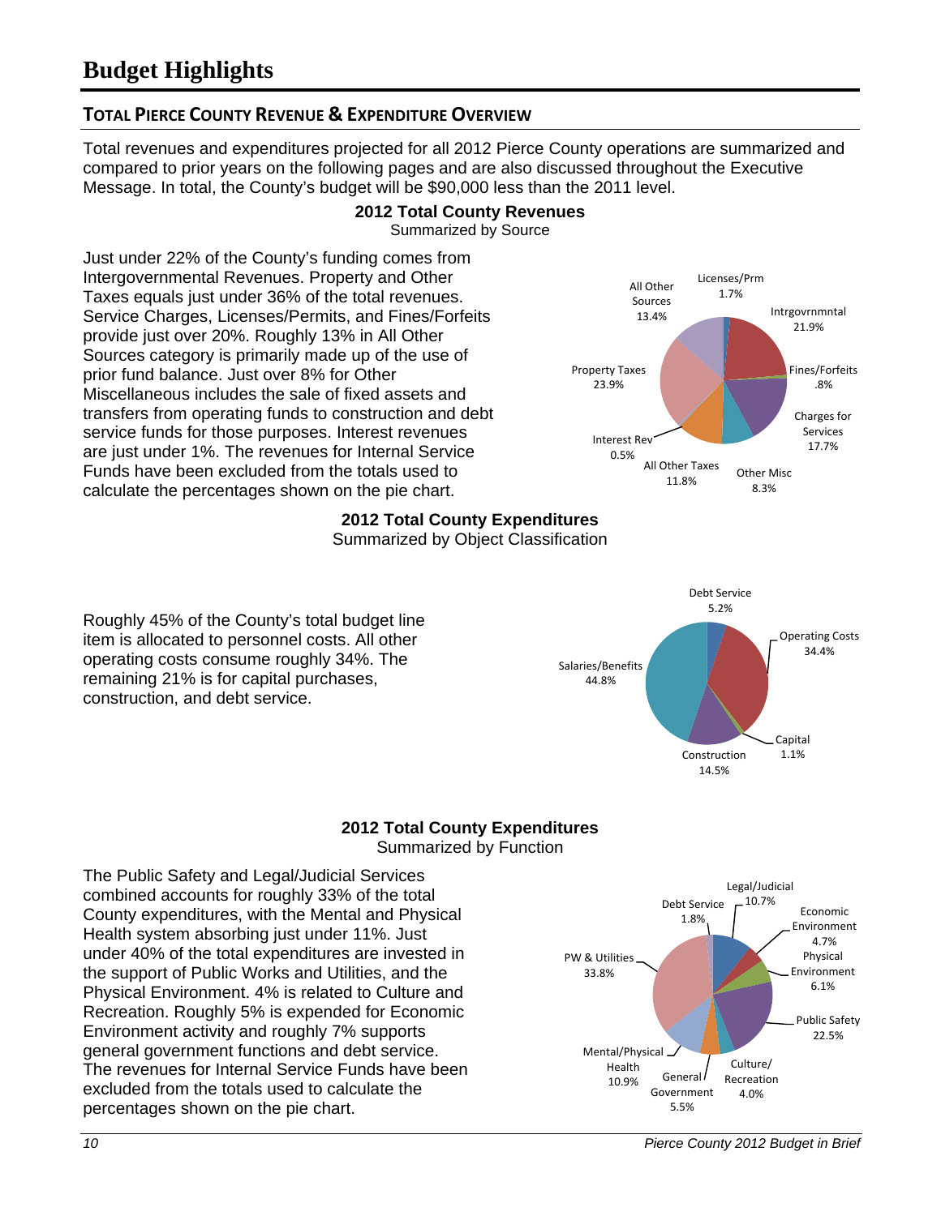# Budget Highlights

## TOTAL PIERCE COUNTY REVENUE & EXPENDITURE OVERVIEW

Total revenues and expenditures projected for all 2012 Pierce County operations are summarized and compared to prior years on the following pages and are also discussed throughout the Executive Message. In total, the County's budget will be $90,000 less than the 2011 level.

**2012 Total County Revenues**
Summarized by Source

Just under 22% of the County's funding comes from Intergovernmental Revenues. Property and Other Taxes equals just under 36% of the total revenues. Service Charges, Licenses/Permits, and Fines/Forfeits provide just over 20%. Roughly 13% in All Other Sources category is primarily made up of the use of prior fund balance. Just over 8% for Other Miscellaneous includes the sale of fixed assets and transfers from operating funds to construction and debt service funds for those purposes. Interest revenues are just under 1%. The revenues for Internal Service Funds have been excluded from the totals used to calculate the percentages shown on the pie chart.

| Source | Percent |
|---|---|
| Licenses/Prm | 1.7% |
| Intrgovrnmntal | 21.9% |
| Fines/Forfeits | .8% |
| Charges for Services | 17.7% |
| Other Misc | 8.3% |
| All Other Taxes | 11.8% |
| Interest Rev | 0.5% |
| Property Taxes | 23.9% |
| All Other Sources | 13.4% |

**2012 Total County Expenditures**
Summarized by Object Classification

Roughly 45% of the County's total budget line item is allocated to personnel costs. All other operating costs consume roughly 34%. The remaining 21% is for capital purchases, construction, and debt service.

| Object Classification | Percent |
|---|---|
| Debt Service | 5.2% |
| Operating Costs | 34.4% |
| Capital | 1.1% |
| Construction | 14.5% |
| Salaries/Benefits | 44.8% |

**2012 Total County Expenditures**
Summarized by Function

The Public Safety and Legal/Judicial Services combined accounts for roughly 33% of the total County expenditures, with the Mental and Physical Health system absorbing just under 11%. Just under 40% of the total expenditures are invested in the support of Public Works and Utilities, and the Physical Environment. 4% is related to Culture and Recreation. Roughly 5% is expended for Economic Environment activity and roughly 7% supports general government functions and debt service. The revenues for Internal Service Funds have been excluded from the totals used to calculate the percentages shown on the pie chart.

| Function | Percent |
|---|---|
| Legal/Judicial | 10.7% |
| Economic Environment | 4.7% |
| Physical Environment | 6.1% |
| Public Safety | 22.5% |
| Culture/ Recreation | 4.0% |
| General Government | 5.5% |
| Mental/Physical Health | 10.9% |
| PW & Utilities | 33.8% |
| Debt Service | 1.8% |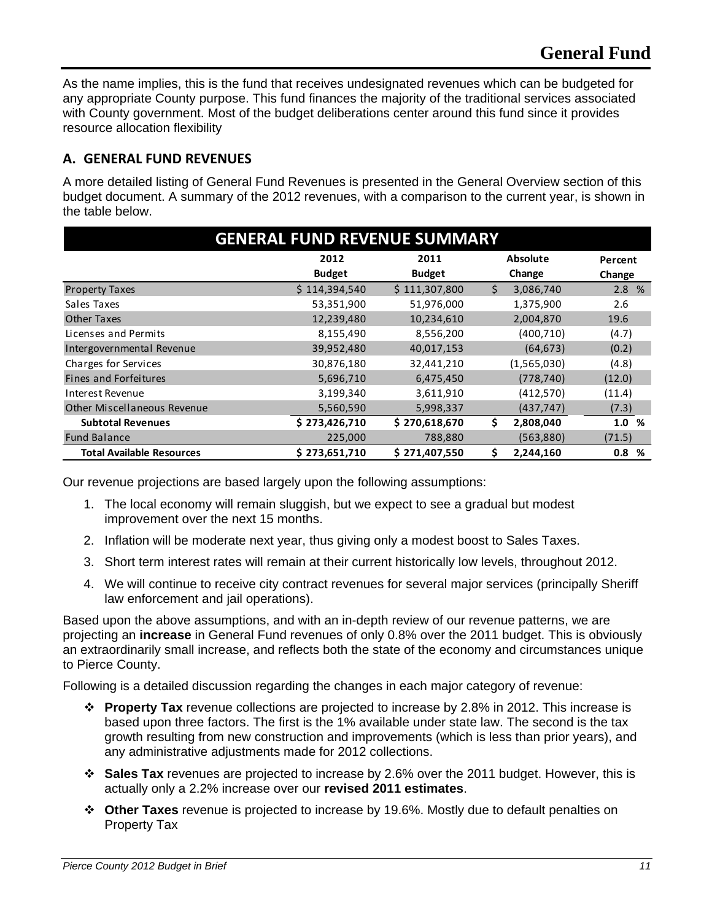# General Fund

As the name implies, this is the fund that receives undesignated revenues which can be budgeted for any appropriate County purpose. This fund finances the majority of the traditional services associated with County government. Most of the budget deliberations center around this fund since it provides resource allocation flexibility

## A. GENERAL FUND REVENUES

A more detailed listing of General Fund Revenues is presented in the General Overview section of this budget document. A summary of the 2012 revenues, with a comparison to the current year, is shown in the table below.

| GENERAL FUND REVENUE SUMMARY | 2012 Budget | 2011 Budget | Absolute Change | Percent Change |
|---|---|---|---|---|
| Property Taxes | $ 114,394,540 | $ 111,307,800 | $ 3,086,740 | 2.8 % |
| Sales Taxes | 53,351,900 | 51,976,000 | 1,375,900 | 2.6 |
| Other Taxes | 12,239,480 | 10,234,610 | 2,004,870 | 19.6 |
| Licenses and Permits | 8,155,490 | 8,556,200 | (400,710) | (4.7) |
| Intergovernmental Revenue | 39,952,480 | 40,017,153 | (64,673) | (0.2) |
| Charges for Services | 30,876,180 | 32,441,210 | (1,565,030) | (4.8) |
| Fines and Forfeitures | 5,696,710 | 6,475,450 | (778,740) | (12.0) |
| Interest Revenue | 3,199,340 | 3,611,910 | (412,570) | (11.4) |
| Other Miscellaneous Revenue | 5,560,590 | 5,998,337 | (437,747) | (7.3) |
| **Subtotal Revenues** | **$ 273,426,710** | **$ 270,618,670** | **$ 2,808,040** | **1.0 %** |
| Fund Balance | 225,000 | 788,880 | (563,880) | (71.5) |
| **Total Available Resources** | **$ 273,651,710** | **$ 271,407,550** | **$ 2,244,160** | **0.8 %** |

Our revenue projections are based largely upon the following assumptions:

1. The local economy will remain sluggish, but we expect to see a gradual but modest improvement over the next 15 months.
2. Inflation will be moderate next year, thus giving only a modest boost to Sales Taxes.
3. Short term interest rates will remain at their current historically low levels, throughout 2012.
4. We will continue to receive city contract revenues for several major services (principally Sheriff law enforcement and jail operations).

Based upon the above assumptions, and with an in-depth review of our revenue patterns, we are projecting an **increase** in General Fund revenues of only 0.8% over the 2011 budget. This is obviously an extraordinarily small increase, and reflects both the state of the economy and circumstances unique to Pierce County.

Following is a detailed discussion regarding the changes in each major category of revenue:

- **Property Tax** revenue collections are projected to increase by 2.8% in 2012. This increase is based upon three factors. The first is the 1% available under state law. The second is the tax growth resulting from new construction and improvements (which is less than prior years), and any administrative adjustments made for 2012 collections.
- **Sales Tax** revenues are projected to increase by 2.6% over the 2011 budget. However, this is actually only a 2.2% increase over our **revised 2011 estimates**.
- **Other Taxes** revenue is projected to increase by 19.6%. Mostly due to default penalties on Property Tax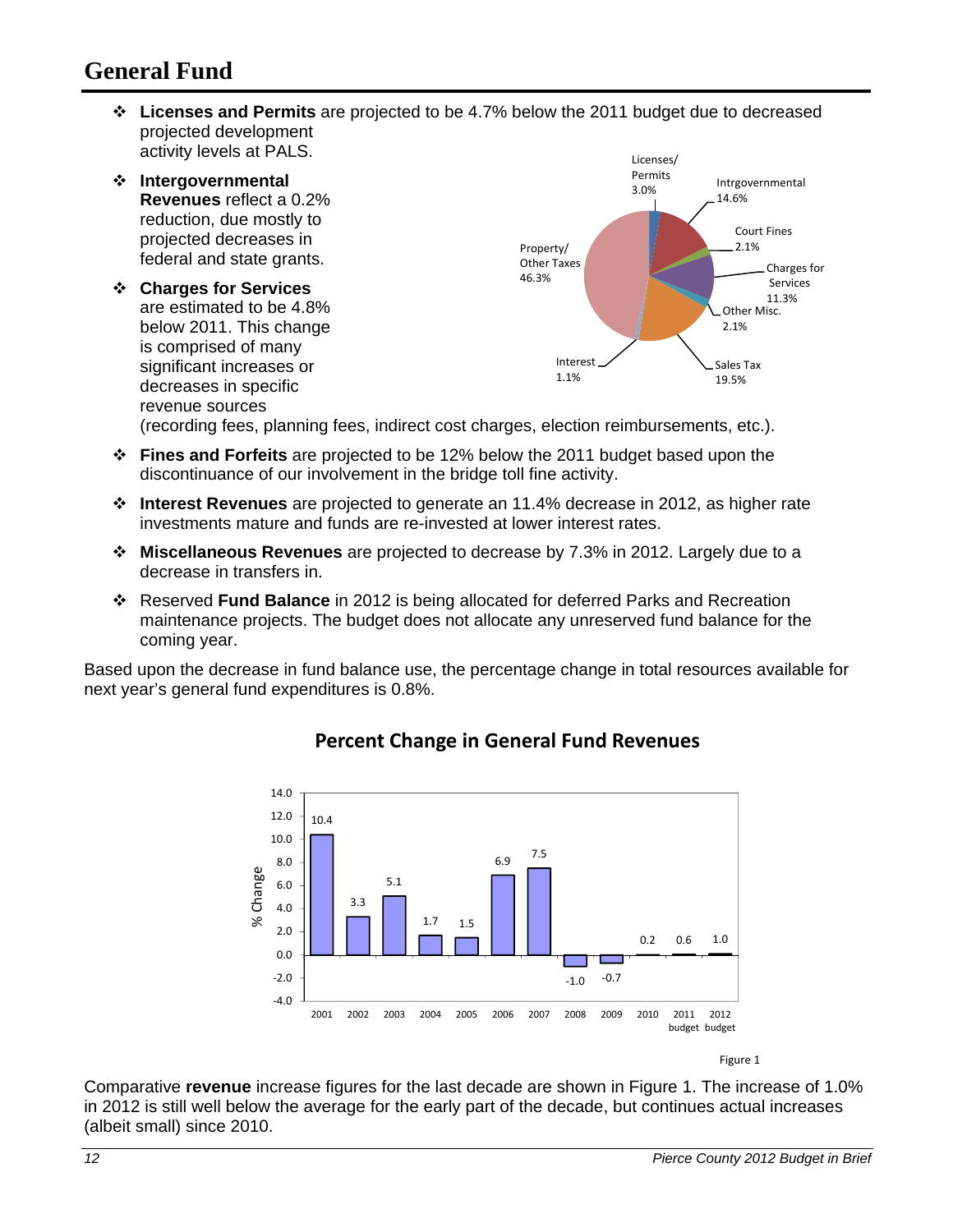## General Fund

- **Licenses and Permits** are projected to be 4.7% below the 2011 budget due to decreased projected development activity levels at PALS.
- **Intergovernmental Revenues** reflect a 0.2% reduction, due mostly to projected decreases in federal and state grants.
- **Charges for Services** are estimated to be 4.8% below 2011. This change is comprised of many significant increases or decreases in specific revenue sources (recording fees, planning fees, indirect cost charges, election reimbursements, etc.).
- **Fines and Forfeits** are projected to be 12% below the 2011 budget based upon the discontinuance of our involvement in the bridge toll fine activity.
- **Interest Revenues** are projected to generate an 11.4% decrease in 2012, as higher rate investments mature and funds are re-invested at lower interest rates.
- **Miscellaneous Revenues** are projected to decrease by 7.3% in 2012. Largely due to a decrease in transfers in.
- Reserved **Fund Balance** in 2012 is being allocated for deferred Parks and Recreation maintenance projects. The budget does not allocate any unreserved fund balance for the coming year.

| Revenue Source | Percent |
|---|---|
| Licenses/Permits | 3.0% |
| Intrgovernmental | 14.6% |
| Court Fines | 2.1% |
| Charges for Services | 11.3% |
| Other Misc. | 2.1% |
| Sales Tax | 19.5% |
| Interest | 1.1% |
| Property/Other Taxes | 46.3% |

Based upon the decrease in fund balance use, the percentage change in total resources available for next year's general fund expenditures is 0.8%.

### Percent Change in General Fund Revenues

| Year | % Change |
|---|---|
| 2001 | 10.4 |
| 2002 | 3.3 |
| 2003 | 5.1 |
| 2004 | 1.7 |
| 2005 | 1.5 |
| 2006 | 6.9 |
| 2007 | 7.5 |
| 2008 | -1.0 |
| 2009 | -0.7 |
| 2010 | 0.2 |
| 2011 budget | 0.6 |
| 2012 budget | 1.0 |

Figure 1

Comparative **revenue** increase figures for the last decade are shown in Figure 1. The increase of 1.0% in 2012 is still well below the average for the early part of the decade, but continues actual increases (albeit small) since 2010.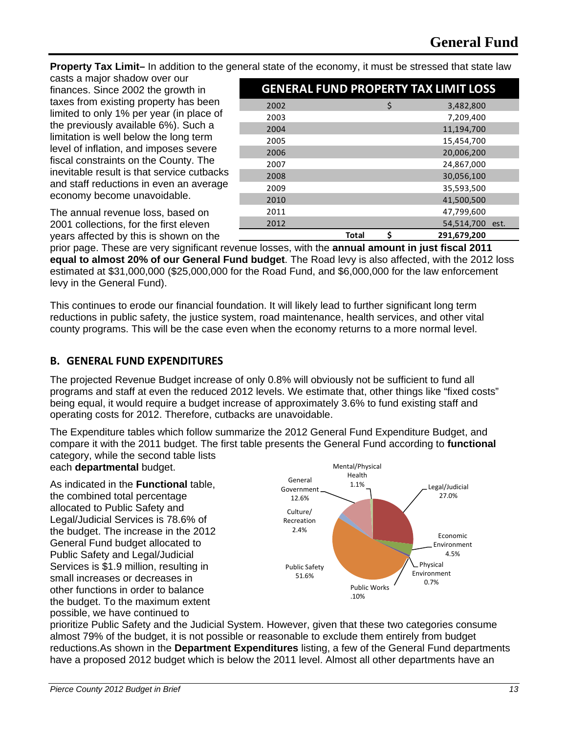**Property Tax Limit–** In addition to the general state of the economy, it must be stressed that state law casts a major shadow over our finances. Since 2002 the growth in taxes from existing property has been limited to only 1% per year (in place of the previously available 6%). Such a limitation is well below the long term level of inflation, and imposes severe fiscal constraints on the County. The inevitable result is that service cutbacks and staff reductions in even an average economy become unavoidable.

| GENERAL FUND PROPERTY TAX LIMIT LOSS | | | |
|---|---|---|---|
| 2002 | | $ | 3,482,800 |
| 2003 | | | 7,209,400 |
| 2004 | | | 11,194,700 |
| 2005 | | | 15,454,700 |
| 2006 | | | 20,006,200 |
| 2007 | | | 24,867,000 |
| 2008 | | | 30,056,100 |
| 2009 | | | 35,593,500 |
| 2010 | | | 41,500,500 |
| 2011 | | | 47,799,600 |
| 2012 | | | 54,514,700 est. |
| | **Total** | **$** | **291,679,200** |

The annual revenue loss, based on 2001 collections, for the first eleven years affected by this is shown on the prior page. These are very significant revenue losses, with the **annual amount in just fiscal 2011 equal to almost 20% of our General Fund budget**. The Road levy is also affected, with the 2012 loss estimated at $31,000,000 ($25,000,000 for the Road Fund, and $6,000,000 for the law enforcement levy in the General Fund).

This continues to erode our financial foundation. It will likely lead to further significant long term reductions in public safety, the justice system, road maintenance, health services, and other vital county programs. This will be the case even when the economy returns to a more normal level.

## B. GENERAL FUND EXPENDITURES

The projected Revenue Budget increase of only 0.8% will obviously not be sufficient to fund all programs and staff at even the reduced 2012 levels. We estimate that, other things like "fixed costs" being equal, it would require a budget increase of approximately 3.6% to fund existing staff and operating costs for 2012. Therefore, cutbacks are unavoidable.

The Expenditure tables which follow summarize the 2012 General Fund Expenditure Budget, and compare it with the 2011 budget. The first table presents the General Fund according to **functional** category, while the second table lists each **departmental** budget.

Mental/Physical Health 1.1%; General Government 12.6%; Legal/Judicial 27.0%; Culture/Recreation 2.4%; Economic Environment 4.5%; Physical Environment 0.7%; Public Safety 51.6%; Public Works .10%

As indicated in the **Functional** table, the combined total percentage allocated to Public Safety and Legal/Judicial Services is 78.6% of the budget. The increase in the 2012 General Fund budget allocated to Public Safety and Legal/Judicial Services is $1.9 million, resulting in small increases or decreases in other functions in order to balance the budget. To the maximum extent possible, we have continued to prioritize Public Safety and the Judicial System. However, given that these two categories consume almost 79% of the budget, it is not possible or reasonable to exclude them entirely from budget reductions.As shown in the **Department Expenditures** listing, a few of the General Fund departments have a proposed 2012 budget which is below the 2011 level. Almost all other departments have an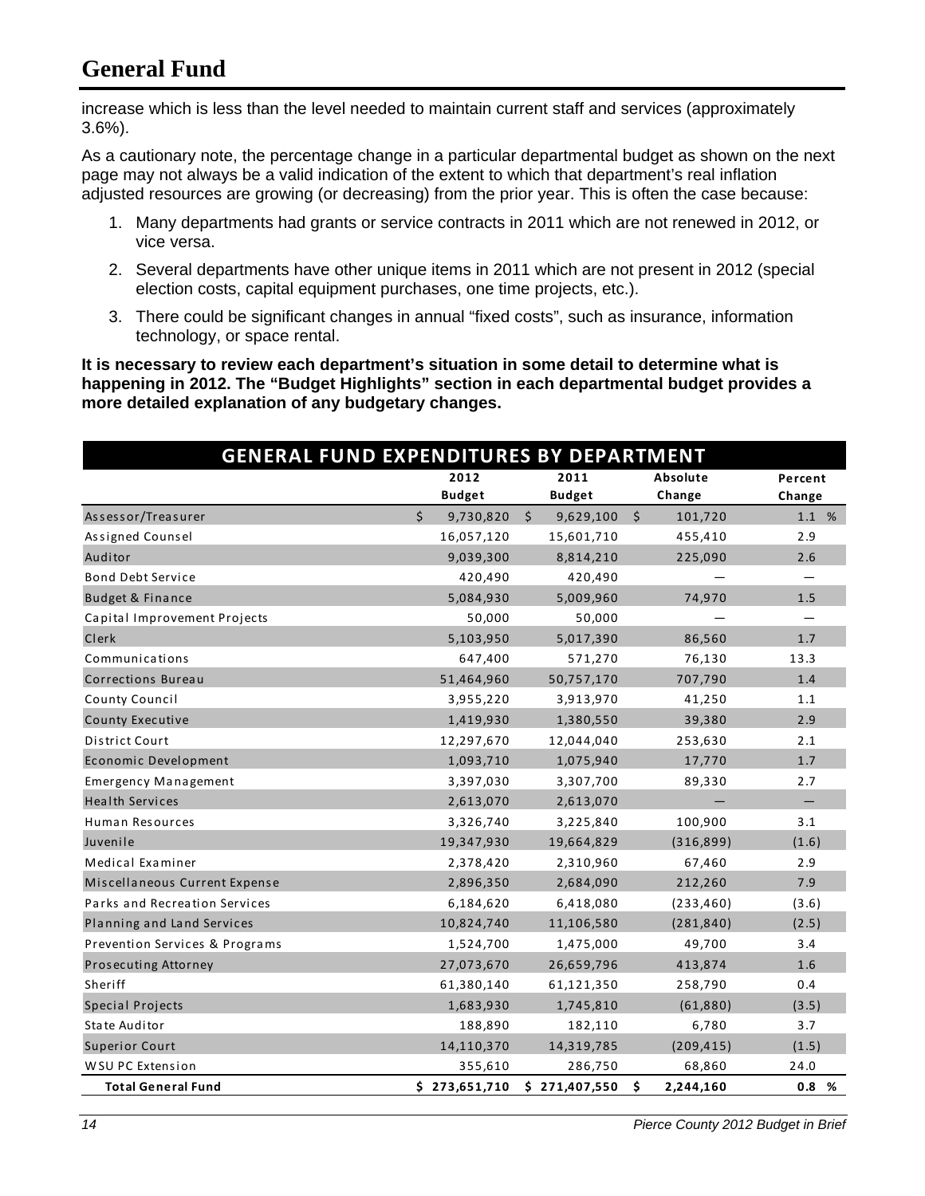# General Fund

increase which is less than the level needed to maintain current staff and services (approximately 3.6%).

As a cautionary note, the percentage change in a particular departmental budget as shown on the next page may not always be a valid indication of the extent to which that department's real inflation adjusted resources are growing (or decreasing) from the prior year. This is often the case because:

1. Many departments had grants or service contracts in 2011 which are not renewed in 2012, or vice versa.
2. Several departments have other unique items in 2011 which are not present in 2012 (special election costs, capital equipment purchases, one time projects, etc.).
3. There could be significant changes in annual "fixed costs", such as insurance, information technology, or space rental.

**It is necessary to review each department's situation in some detail to determine what is happening in 2012. The "Budget Highlights" section in each departmental budget provides a more detailed explanation of any budgetary changes.**

| GENERAL FUND EXPENDITURES BY DEPARTMENT | | | | |
|---|---|---|---|---|
| | 2012 Budget | 2011 Budget | Absolute Change | Percent Change |
| Assessor/Treasurer | $ 9,730,820 | $ 9,629,100 | $ 101,720 | 1.1 % |
| Assigned Counsel | 16,057,120 | 15,601,710 | 455,410 | 2.9 |
| Auditor | 9,039,300 | 8,814,210 | 225,090 | 2.6 |
| Bond Debt Service | 420,490 | 420,490 | — | — |
| Budget & Finance | 5,084,930 | 5,009,960 | 74,970 | 1.5 |
| Capital Improvement Projects | 50,000 | 50,000 | — | — |
| Clerk | 5,103,950 | 5,017,390 | 86,560 | 1.7 |
| Communications | 647,400 | 571,270 | 76,130 | 13.3 |
| Corrections Bureau | 51,464,960 | 50,757,170 | 707,790 | 1.4 |
| County Council | 3,955,220 | 3,913,970 | 41,250 | 1.1 |
| County Executive | 1,419,930 | 1,380,550 | 39,380 | 2.9 |
| District Court | 12,297,670 | 12,044,040 | 253,630 | 2.1 |
| Economic Development | 1,093,710 | 1,075,940 | 17,770 | 1.7 |
| Emergency Management | 3,397,030 | 3,307,700 | 89,330 | 2.7 |
| Health Services | 2,613,070 | 2,613,070 | — | — |
| Human Resources | 3,326,740 | 3,225,840 | 100,900 | 3.1 |
| Juvenile | 19,347,930 | 19,664,829 | (316,899) | (1.6) |
| Medical Examiner | 2,378,420 | 2,310,960 | 67,460 | 2.9 |
| Miscellaneous Current Expense | 2,896,350 | 2,684,090 | 212,260 | 7.9 |
| Parks and Recreation Services | 6,184,620 | 6,418,080 | (233,460) | (3.6) |
| Planning and Land Services | 10,824,740 | 11,106,580 | (281,840) | (2.5) |
| Prevention Services & Programs | 1,524,700 | 1,475,000 | 49,700 | 3.4 |
| Prosecuting Attorney | 27,073,670 | 26,659,796 | 413,874 | 1.6 |
| Sheriff | 61,380,140 | 61,121,350 | 258,790 | 0.4 |
| Special Projects | 1,683,930 | 1,745,810 | (61,880) | (3.5) |
| State Auditor | 188,890 | 182,110 | 6,780 | 3.7 |
| Superior Court | 14,110,370 | 14,319,785 | (209,415) | (1.5) |
| WSU PC Extension | 355,610 | 286,750 | 68,860 | 24.0 |
| **Total General Fund** | **$ 273,651,710** | **$ 271,407,550** | **$ 2,244,160** | **0.8 %** |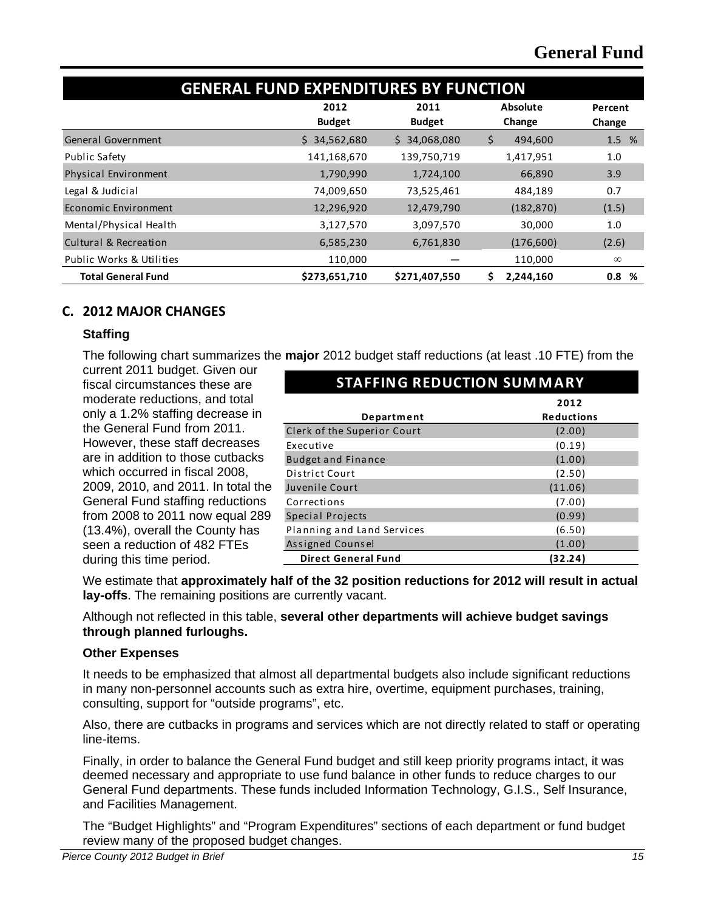# General Fund

| GENERAL FUND EXPENDITURES BY FUNCTION | 2012 Budget | 2011 Budget | Absolute Change | Percent Change |
|---|---|---|---|---|
| General Government | $ 34,562,680 | $ 34,068,080 | $ 494,600 | 1.5 % |
| Public Safety | 141,168,670 | 139,750,719 | 1,417,951 | 1.0 |
| Physical Environment | 1,790,990 | 1,724,100 | 66,890 | 3.9 |
| Legal & Judicial | 74,009,650 | 73,525,461 | 484,189 | 0.7 |
| Economic Environment | 12,296,920 | 12,479,790 | (182,870) | (1.5) |
| Mental/Physical Health | 3,127,570 | 3,097,570 | 30,000 | 1.0 |
| Cultural & Recreation | 6,585,230 | 6,761,830 | (176,600) | (2.6) |
| Public Works & Utilities | 110,000 | — | 110,000 | ∞ |
| **Total General Fund** | **$273,651,710** | **$271,407,550** | **$ 2,244,160** | **0.8 %** |

## C. 2012 MAJOR CHANGES

### Staffing

The following chart summarizes the **major** 2012 budget staff reductions (at least .10 FTE) from the current 2011 budget. Given our fiscal circumstances these are moderate reductions, and total only a 1.2% staffing decrease in the General Fund from 2011. However, these staff decreases are in addition to those cutbacks which occurred in fiscal 2008, 2009, 2010, and 2011. In total the General Fund staffing reductions from 2008 to 2011 now equal 289 (13.4%), overall the County has seen a reduction of 482 FTEs during this time period.

| STAFFING REDUCTION SUMMARY | |
|---|---|
| **Department** | **2012 Reductions** |
| Clerk of the Superior Court | (2.00) |
| Executive | (0.19) |
| Budget and Finance | (1.00) |
| District Court | (2.50) |
| Juvenile Court | (11.06) |
| Corrections | (7.00) |
| Special Projects | (0.99) |
| Planning and Land Services | (6.50) |
| Assigned Counsel | (1.00) |
| **Direct General Fund** | **(32.24)** |

We estimate that **approximately half of the 32 position reductions for 2012 will result in actual lay-offs**. The remaining positions are currently vacant.

Although not reflected in this table, **several other departments will achieve budget savings through planned furloughs.**

### Other Expenses

It needs to be emphasized that almost all departmental budgets also include significant reductions in many non-personnel accounts such as extra hire, overtime, equipment purchases, training, consulting, support for "outside programs", etc.

Also, there are cutbacks in programs and services which are not directly related to staff or operating line-items.

Finally, in order to balance the General Fund budget and still keep priority programs intact, it was deemed necessary and appropriate to use fund balance in other funds to reduce charges to our General Fund departments. These funds included Information Technology, G.I.S., Self Insurance, and Facilities Management.

The "Budget Highlights" and "Program Expenditures" sections of each department or fund budget review many of the proposed budget changes.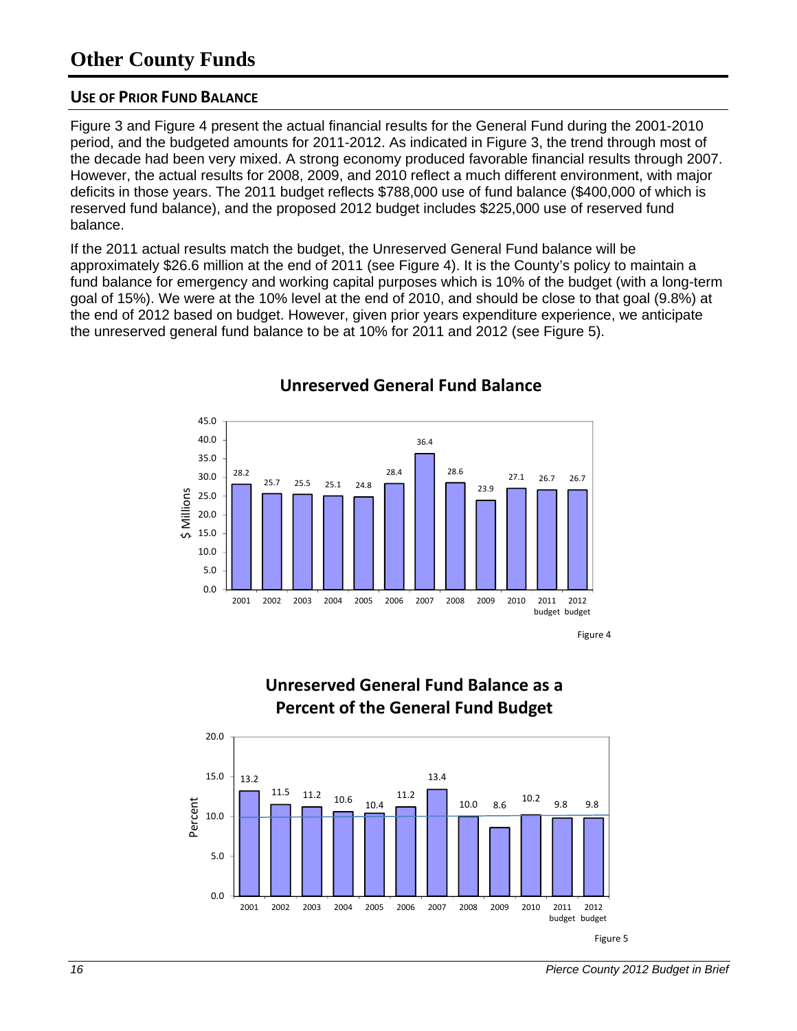# Other County Funds

## Use of Prior Fund Balance

Figure 3 and Figure 4 present the actual financial results for the General Fund during the 2001-2010 period, and the budgeted amounts for 2011-2012. As indicated in Figure 3, the trend through most of the decade had been very mixed. A strong economy produced favorable financial results through 2007. However, the actual results for 2008, 2009, and 2010 reflect a much different environment, with major deficits in those years. The 2011 budget reflects $788,000 use of fund balance ($400,000 of which is reserved fund balance), and the proposed 2012 budget includes $225,000 use of reserved fund balance.

If the 2011 actual results match the budget, the Unreserved General Fund balance will be approximately $26.6 million at the end of 2011 (see Figure 4). It is the County's policy to maintain a fund balance for emergency and working capital purposes which is 10% of the budget (with a long-term goal of 15%). We were at the 10% level at the end of 2010, and should be close to that goal (9.8%) at the end of 2012 based on budget. However, given prior years expenditure experience, we anticipate the unreserved general fund balance to be at 10% for 2011 and 2012 (see Figure 5).

**Unreserved General Fund Balance**

| Year | $ Millions |
|---|---|
| 2001 | 28.2 |
| 2002 | 25.7 |
| 2003 | 25.5 |
| 2004 | 25.1 |
| 2005 | 24.8 |
| 2006 | 28.4 |
| 2007 | 36.4 |
| 2008 | 28.6 |
| 2009 | 23.9 |
| 2010 | 27.1 |
| 2011 budget | 26.7 |
| 2012 budget | 26.7 |

Figure 4

**Unreserved General Fund Balance as a Percent of the General Fund Budget**

| Year | Percent |
|---|---|
| 2001 | 13.2 |
| 2002 | 11.5 |
| 2003 | 11.2 |
| 2004 | 10.6 |
| 2005 | 10.4 |
| 2006 | 11.2 |
| 2007 | 13.4 |
| 2008 | 10.0 |
| 2009 | 8.6 |
| 2010 | 10.2 |
| 2011 budget | 9.8 |
| 2012 budget | 9.8 |

Figure 5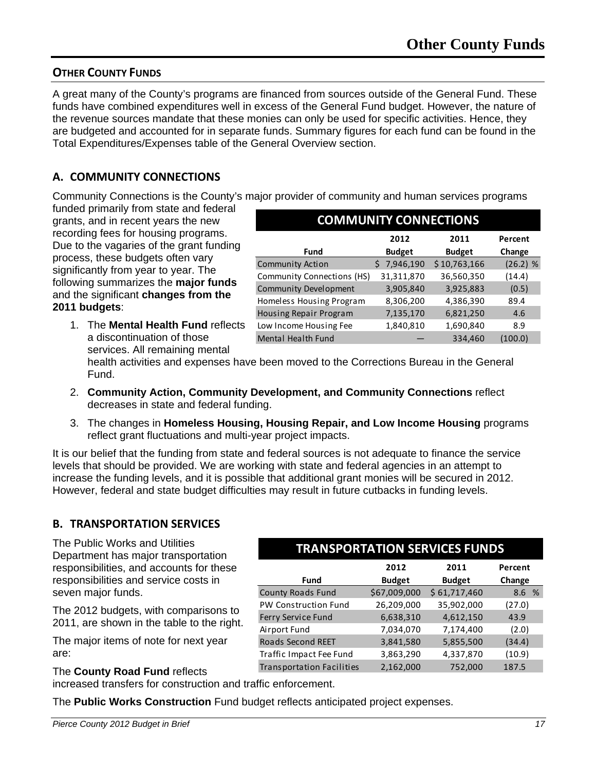## OTHER COUNTY FUNDS

A great many of the County's programs are financed from sources outside of the General Fund. These funds have combined expenditures well in excess of the General Fund budget. However, the nature of the revenue sources mandate that these monies can only be used for specific activities. Hence, they are budgeted and accounted for in separate funds. Summary figures for each fund can be found in the Total Expenditures/Expenses table of the General Overview section.

### A. COMMUNITY CONNECTIONS

Community Connections is the County's major provider of community and human services programs funded primarily from state and federal grants, and in recent years the new recording fees for housing programs. Due to the vagaries of the grant funding process, these budgets often vary significantly from year to year. The following summarizes the **major funds** and the significant **changes from the 2011 budgets**:

**COMMUNITY CONNECTIONS**

| Fund | 2012 Budget | 2011 Budget | Percent Change |
|---|---|---|---|
| Community Action | $ 7,946,190 | $ 10,763,166 | (26.2) % |
| Community Connections (HS) | 31,311,870 | 36,560,350 | (14.4) |
| Community Development | 3,905,840 | 3,925,883 | (0.5) |
| Homeless Housing Program | 8,306,200 | 4,386,390 | 89.4 |
| Housing Repair Program | 7,135,170 | 6,821,250 | 4.6 |
| Low Income Housing Fee | 1,840,810 | 1,690,840 | 8.9 |
| Mental Health Fund | — | 334,460 | (100.0) |

1. The **Mental Health Fund** reflects a discontinuation of those services. All remaining mental health activities and expenses have been moved to the Corrections Bureau in the General Fund.
2. **Community Action, Community Development, and Community Connections** reflect decreases in state and federal funding.
3. The changes in **Homeless Housing, Housing Repair, and Low Income Housing** programs reflect grant fluctuations and multi-year project impacts.

It is our belief that the funding from state and federal sources is not adequate to finance the service levels that should be provided. We are working with state and federal agencies in an attempt to increase the funding levels, and it is possible that additional grant monies will be secured in 2012. However, federal and state budget difficulties may result in future cutbacks in funding levels.

### B. TRANSPORTATION SERVICES

The Public Works and Utilities Department has major transportation responsibilities, and accounts for these responsibilities and service costs in seven major funds.

The 2012 budgets, with comparisons to 2011, are shown in the table to the right.

**TRANSPORTATION SERVICES FUNDS**

| Fund | 2012 Budget | 2011 Budget | Percent Change |
|---|---|---|---|
| County Roads Fund | $67,009,000 | $ 61,717,460 | 8.6 % |
| PW Construction Fund | 26,209,000 | 35,902,000 | (27.0) |
| Ferry Service Fund | 6,638,310 | 4,612,150 | 43.9 |
| Airport Fund | 7,034,070 | 7,174,400 | (2.0) |
| Roads Second REET | 3,841,580 | 5,855,500 | (34.4) |
| Traffic Impact Fee Fund | 3,863,290 | 4,337,870 | (10.9) |
| Transportation Facilities | 2,162,000 | 752,000 | 187.5 |

The major items of note for next year are:

The **County Road Fund** reflects increased transfers for construction and traffic enforcement.

The **Public Works Construction** Fund budget reflects anticipated project expenses.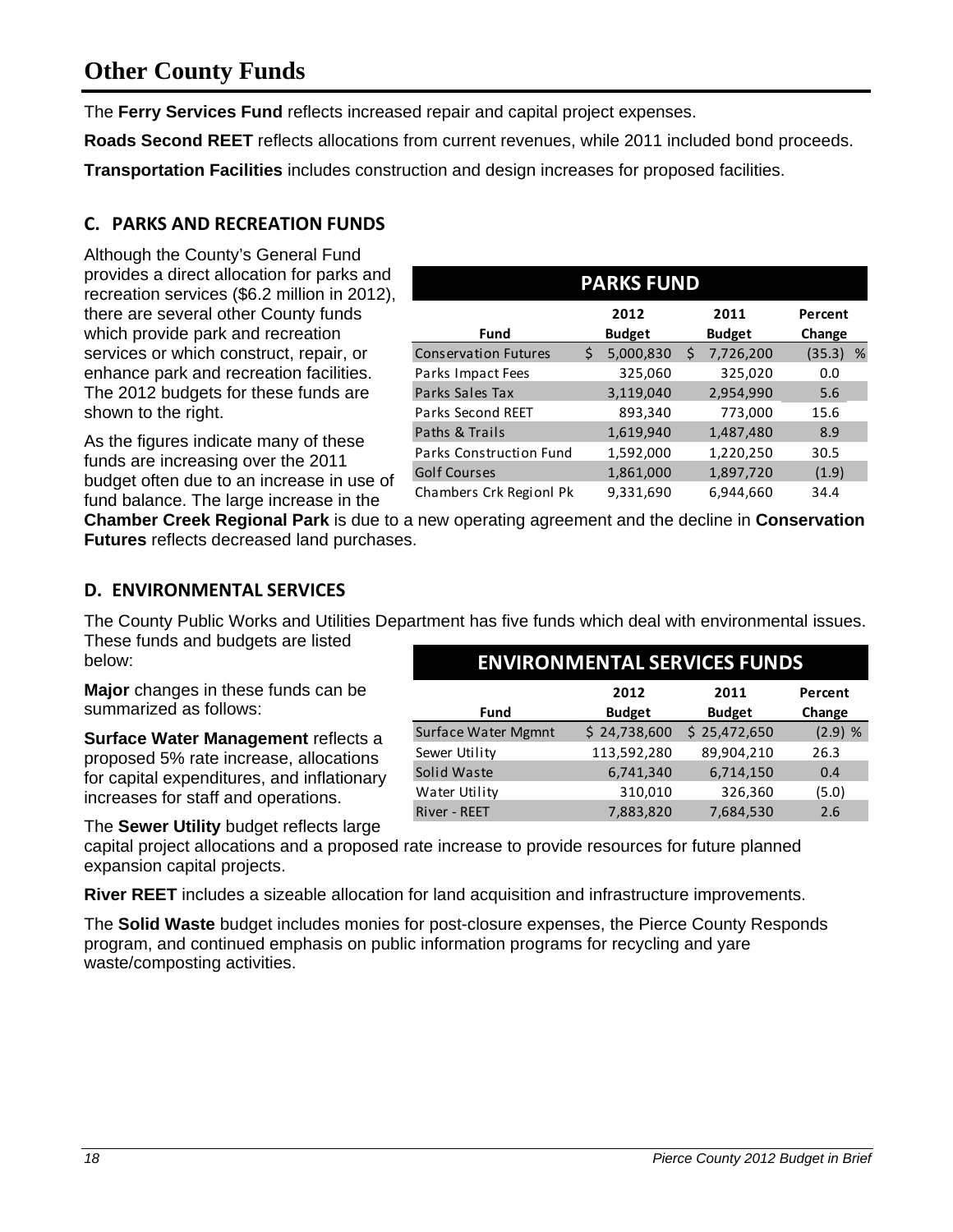# Other County Funds

The **Ferry Services Fund** reflects increased repair and capital project expenses.

**Roads Second REET** reflects allocations from current revenues, while 2011 included bond proceeds.

**Transportation Facilities** includes construction and design increases for proposed facilities.

## C. PARKS AND RECREATION FUNDS

Although the County's General Fund provides a direct allocation for parks and recreation services ($6.2 million in 2012), there are several other County funds which provide park and recreation services or which construct, repair, or enhance park and recreation facilities. The 2012 budgets for these funds are shown to the right.

As the figures indicate many of these funds are increasing over the 2011 budget often due to an increase in use of fund balance. The large increase in the **Chamber Creek Regional Park** is due to a new operating agreement and the decline in **Conservation Futures** reflects decreased land purchases.

**PARKS FUND**

| Fund | 2012 Budget | 2011 Budget | Percent Change |
|---|---|---|---|
| Conservation Futures | $ 5,000,830 | $ 7,726,200 | (35.3) % |
| Parks Impact Fees | 325,060 | 325,020 | 0.0 |
| Parks Sales Tax | 3,119,040 | 2,954,990 | 5.6 |
| Parks Second REET | 893,340 | 773,000 | 15.6 |
| Paths & Trails | 1,619,940 | 1,487,480 | 8.9 |
| Parks Construction Fund | 1,592,000 | 1,220,250 | 30.5 |
| Golf Courses | 1,861,000 | 1,897,720 | (1.9) |
| Chambers Crk Regionl Pk | 9,331,690 | 6,944,660 | 34.4 |

## D. ENVIRONMENTAL SERVICES

The County Public Works and Utilities Department has five funds which deal with environmental issues. These funds and budgets are listed below:

**ENVIRONMENTAL SERVICES FUNDS**

| Fund | 2012 Budget | 2011 Budget | Percent Change |
|---|---|---|---|
| Surface Water Mgmnt | $ 24,738,600 | $ 25,472,650 | (2.9) % |
| Sewer Utility | 113,592,280 | 89,904,210 | 26.3 |
| Solid Waste | 6,741,340 | 6,714,150 | 0.4 |
| Water Utility | 310,010 | 326,360 | (5.0) |
| River - REET | 7,883,820 | 7,684,530 | 2.6 |

**Major** changes in these funds can be summarized as follows:

**Surface Water Management** reflects a proposed 5% rate increase, allocations for capital expenditures, and inflationary increases for staff and operations.

The **Sewer Utility** budget reflects large capital project allocations and a proposed rate increase to provide resources for future planned expansion capital projects.

**River REET** includes a sizeable allocation for land acquisition and infrastructure improvements.

The **Solid Waste** budget includes monies for post-closure expenses, the Pierce County Responds program, and continued emphasis on public information programs for recycling and yare waste/composting activities.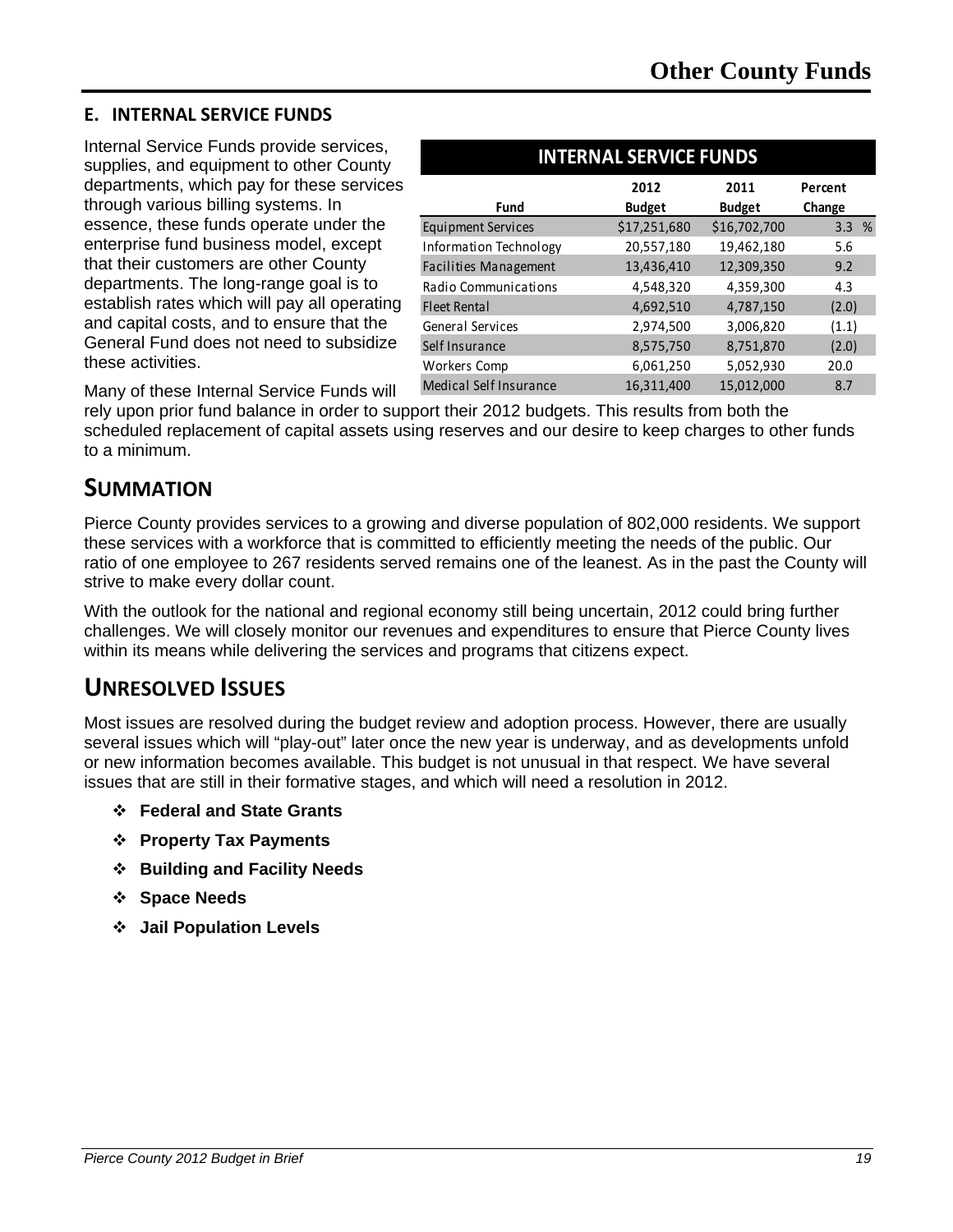## E. INTERNAL SERVICE FUNDS

Internal Service Funds provide services, supplies, and equipment to other County departments, which pay for these services through various billing systems. In essence, these funds operate under the enterprise fund business model, except that their customers are other County departments. The long-range goal is to establish rates which will pay all operating and capital costs, and to ensure that the General Fund does not need to subsidize these activities.

| INTERNAL SERVICE FUNDS | | | |
|---|---|---|---|
| Fund | 2012 Budget | 2011 Budget | Percent Change |
| Equipment Services | $17,251,680 | $16,702,700 | 3.3 % |
| Information Technology | 20,557,180 | 19,462,180 | 5.6 |
| Facilities Management | 13,436,410 | 12,309,350 | 9.2 |
| Radio Communications | 4,548,320 | 4,359,300 | 4.3 |
| Fleet Rental | 4,692,510 | 4,787,150 | (2.0) |
| General Services | 2,974,500 | 3,006,820 | (1.1) |
| Self Insurance | 8,575,750 | 8,751,870 | (2.0) |
| Workers Comp | 6,061,250 | 5,052,930 | 20.0 |
| Medical Self Insurance | 16,311,400 | 15,012,000 | 8.7 |

Many of these Internal Service Funds will rely upon prior fund balance in order to support their 2012 budgets. This results from both the scheduled replacement of capital assets using reserves and our desire to keep charges to other funds to a minimum.

# SUMMATION

Pierce County provides services to a growing and diverse population of 802,000 residents. We support these services with a workforce that is committed to efficiently meeting the needs of the public. Our ratio of one employee to 267 residents served remains one of the leanest. As in the past the County will strive to make every dollar count.

With the outlook for the national and regional economy still being uncertain, 2012 could bring further challenges. We will closely monitor our revenues and expenditures to ensure that Pierce County lives within its means while delivering the services and programs that citizens expect.

# UNRESOLVED ISSUES

Most issues are resolved during the budget review and adoption process. However, there are usually several issues which will "play-out" later once the new year is underway, and as developments unfold or new information becomes available. This budget is not unusual in that respect. We have several issues that are still in their formative stages, and which will need a resolution in 2012.

- **Federal and State Grants**
- **Property Tax Payments**
- **Building and Facility Needs**
- **Space Needs**
- **Jail Population Levels**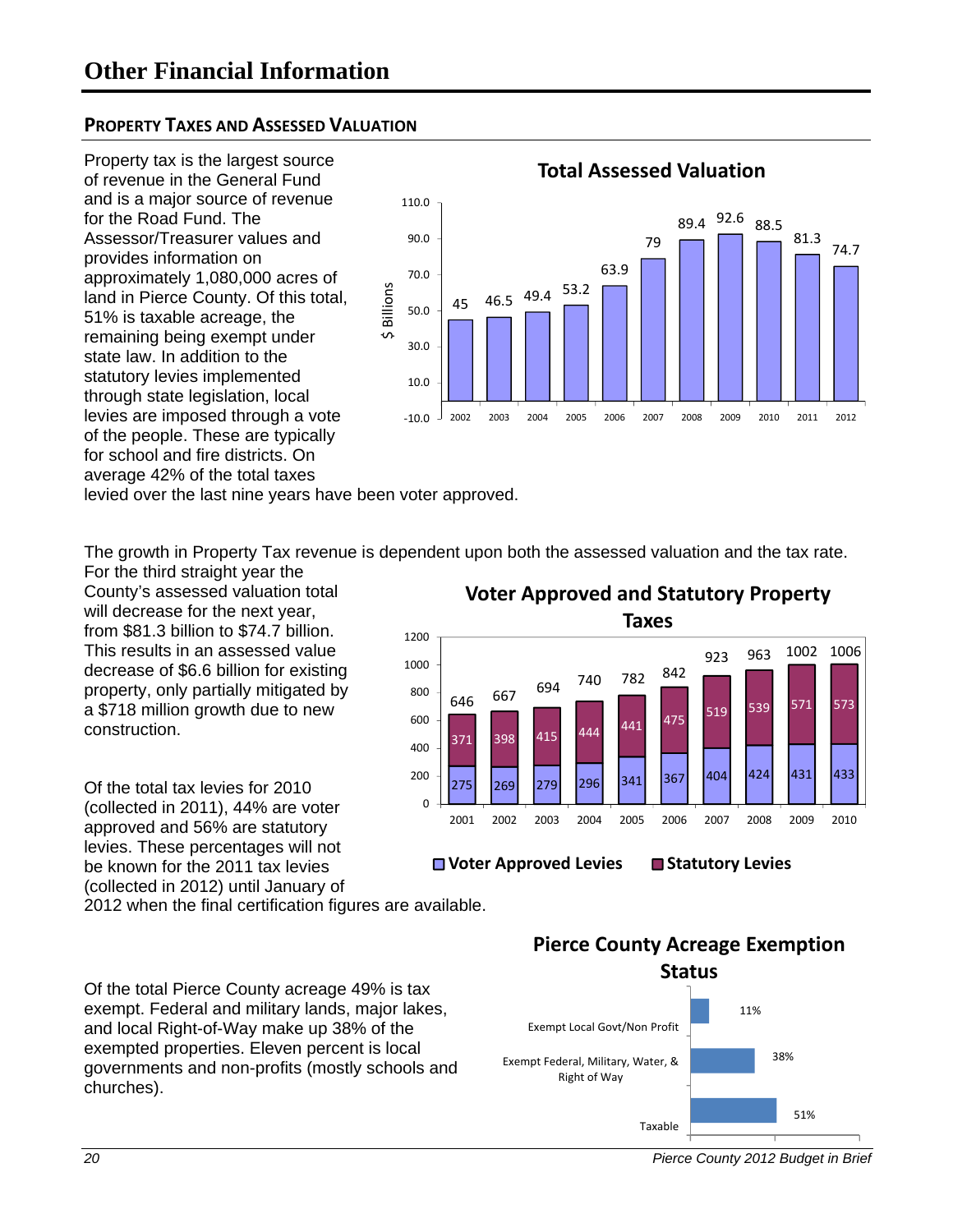# Other Financial Information

## Property Taxes and Assessed Valuation

Property tax is the largest source of revenue in the General Fund and is a major source of revenue for the Road Fund. The Assessor/Treasurer values and provides information on approximately 1,080,000 acres of land in Pierce County. Of this total, 51% is taxable acreage, the remaining being exempt under state law. In addition to the statutory levies implemented through state legislation, local levies are imposed through a vote of the people. These are typically for school and fire districts. On average 42% of the total taxes levied over the last nine years have been voter approved.

**Total Assessed Valuation**

| Year | $ Billions |
|---|---|
| 2002 | 45 |
| 2003 | 46.5 |
| 2004 | 49.4 |
| 2005 | 53.2 |
| 2006 | 63.9 |
| 2007 | 79 |
| 2008 | 89.4 |
| 2009 | 92.6 |
| 2010 | 88.5 |
| 2011 | 81.3 |
| 2012 | 74.7 |

The growth in Property Tax revenue is dependent upon both the assessed valuation and the tax rate. For the third straight year the County's assessed valuation total will decrease for the next year, from $81.3 billion to $74.7 billion. This results in an assessed value decrease of $6.6 billion for existing property, only partially mitigated by a $718 million growth due to new construction.

Of the total tax levies for 2010 (collected in 2011), 44% are voter approved and 56% are statutory levies. These percentages will not be known for the 2011 tax levies (collected in 2012) until January of 2012 when the final certification figures are available.

**Voter Approved and Statutory Property Taxes**

| Year | Voter Approved Levies | Statutory Levies | Total |
|---|---|---|---|
| 2001 | 275 | 371 | 646 |
| 2002 | 269 | 398 | 667 |
| 2003 | 279 | 415 | 694 |
| 2004 | 296 | 444 | 740 |
| 2005 | 341 | 441 | 782 |
| 2006 | 367 | 475 | 842 |
| 2007 | 404 | 519 | 923 |
| 2008 | 424 | 539 | 963 |
| 2009 | 431 | 571 | 1002 |
| 2010 | 433 | 573 | 1006 |

Of the total Pierce County acreage 49% is tax exempt. Federal and military lands, major lakes, and local Right-of-Way make up 38% of the exempted properties. Eleven percent is local governments and non-profits (mostly schools and churches).

**Pierce County Acreage Exemption Status**

| Status | Percent |
|---|---|
| Exempt Local Govt/Non Profit | 11% |
| Exempt Federal, Military, Water, & Right of Way | 38% |
| Taxable | 51% |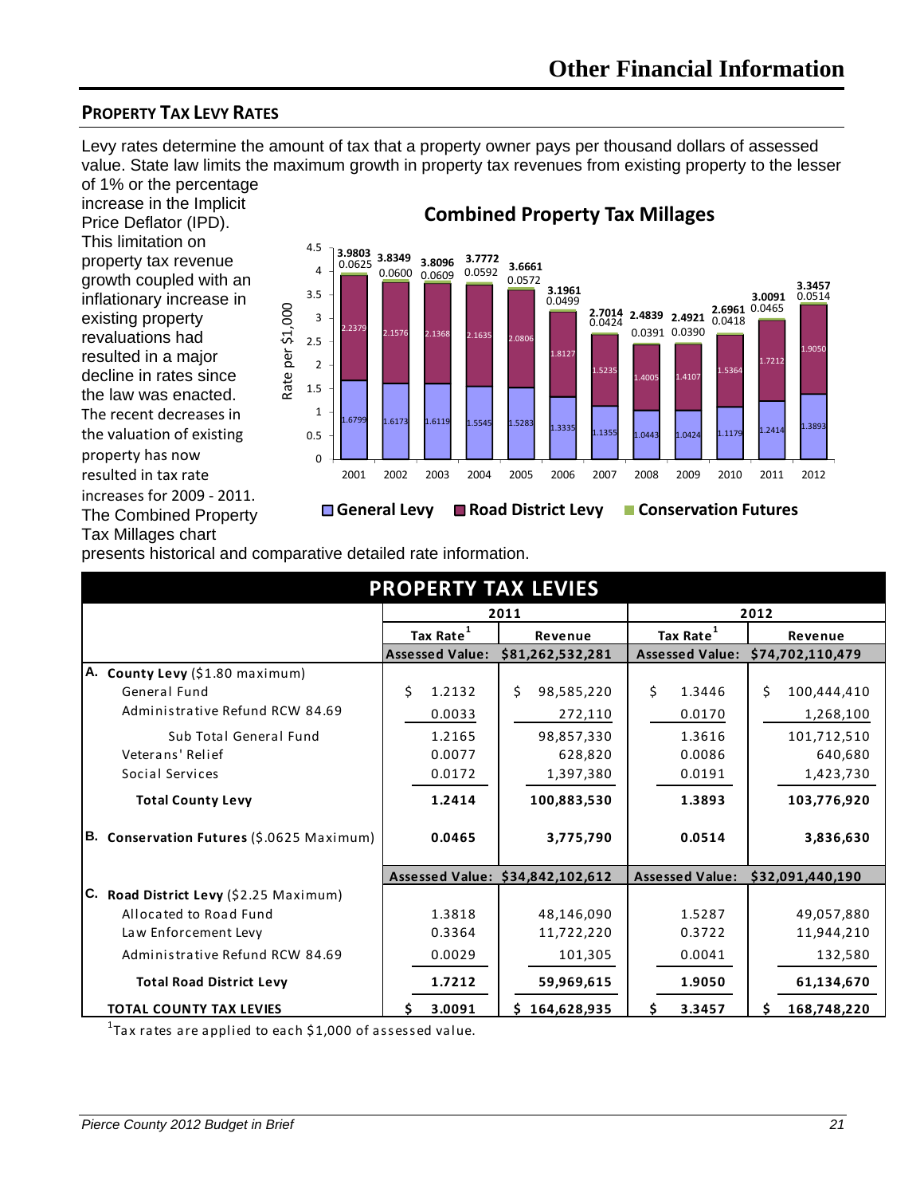## PROPERTY TAX LEVY RATES

Levy rates determine the amount of tax that a property owner pays per thousand dollars of assessed value. State law limits the maximum growth in property tax revenues from existing property to the lesser of 1% or the percentage increase in the Implicit Price Deflator (IPD). This limitation on property tax revenue growth coupled with an inflationary increase in existing property revaluations had resulted in a major decline in rates since the law was enacted. The recent decreases in the valuation of existing property has now resulted in tax rate increases for 2009 - 2011. The Combined Property Tax Millages chart presents historical and comparative detailed rate information.

**Combined Property Tax Millages**

Rate per $1,000

| Year | General Levy | Road District Levy | Conservation Futures | Total |
|---|---|---|---|---|
| 2001 | 1.6799 | 2.2379 | 0.0625 | 3.9803 |
| 2002 | 1.6173 | 2.1576 | 0.0600 | 3.8349 |
| 2003 | 1.6119 | 2.1368 | 0.0609 | 3.8096 |
| 2004 | 1.5545 | 2.1635 | 0.0592 | 3.7772 |
| 2005 | 1.5283 | 2.0806 | 0.0572 | 3.6661 |
| 2006 | 1.3335 | 1.8127 | 0.0499 | 3.1961 |
| 2007 | 1.1355 | 1.5235 | 0.0424 | 2.7014 |
| 2008 | 1.0443 | 1.4005 | 0.0391 | 2.4839 |
| 2009 | 1.0424 | 1.4107 | 0.0390 | 2.4921 |
| 2010 | 1.1179 | 1.5364 | 0.0418 | 2.6961 |
| 2011 | 1.2414 | 1.7212 | 0.0465 | 3.0091 |
| 2012 | 1.3893 | 1.9050 | 0.0514 | 3.3457 |

## PROPERTY TAX LEVIES

| | 2011 | | 2012 | |
|---|---|---|---|---|
| | Tax Rate[1] | Revenue | Tax Rate[1] | Revenue |
| | Assessed Value: | $81,262,532,281 | Assessed Value: | $74,702,110,479 |
| **A. County Levy** ($1.80 maximum) | | | | |
| General Fund | $ 1.2132 | $ 98,585,220 | $ 1.3446 | $ 100,444,410 |
| Administrative Refund RCW 84.69 | 0.0033 | 272,110 | 0.0170 | 1,268,100 |
| Sub Total General Fund | 1.2165 | 98,857,330 | 1.3616 | 101,712,510 |
| Veterans' Relief | 0.0077 | 628,820 | 0.0086 | 640,680 |
| Social Services | 0.0172 | 1,397,380 | 0.0191 | 1,423,730 |
| **Total County Levy** | **1.2414** | **100,883,530** | **1.3893** | **103,776,920** |
| **B. Conservation Futures** ($.0625 Maximum) | **0.0465** | **3,775,790** | **0.0514** | **3,836,630** |
| | Assessed Value: | $34,842,102,612 | Assessed Value: | $32,091,440,190 |
| **C. Road District Levy** ($2.25 Maximum) | | | | |
| Allocated to Road Fund | 1.3818 | 48,146,090 | 1.5287 | 49,057,880 |
| Law Enforcement Levy | 0.3364 | 11,722,220 | 0.3722 | 11,944,210 |
| Administrative Refund RCW 84.69 | 0.0029 | 101,305 | 0.0041 | 132,580 |
| **Total Road District Levy** | **1.7212** | **59,969,615** | **1.9050** | **61,134,670** |
| **TOTAL COUNTY TAX LEVIES** | **$ 3.0091** | **$ 164,628,935** | **$ 3.3457** | **$ 168,748,220** |

[1]Tax rates are applied to each $1,000 of assessed value.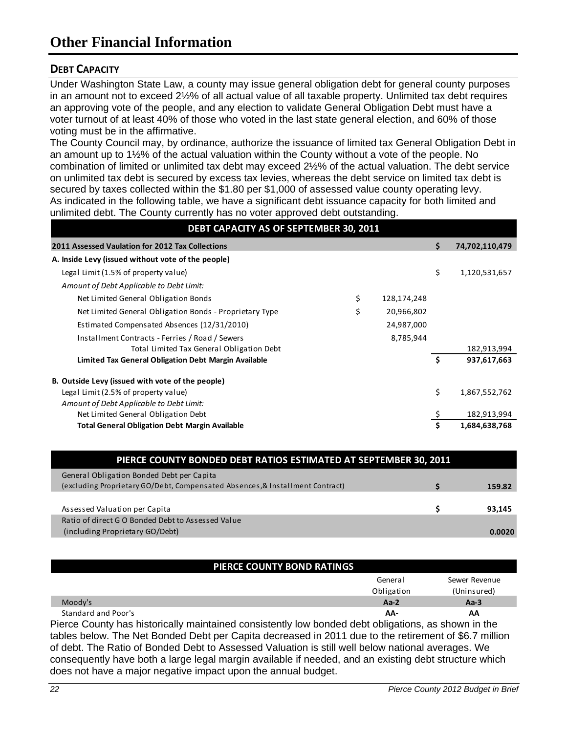# Other Financial Information

## DEBT CAPACITY

Under Washington State Law, a county may issue general obligation debt for general county purposes in an amount not to exceed 2½% of all actual value of all taxable property. Unlimited tax debt requires an approving vote of the people, and any election to validate General Obligation Debt must have a voter turnout of at least 40% of those who voted in the last state general election, and 60% of those voting must be in the affirmative.

The County Council may, by ordinance, authorize the issuance of limited tax General Obligation Debt in an amount up to 1½% of the actual valuation within the County without a vote of the people. No combination of limited or unlimited tax debt may exceed 2½% of the actual valuation. The debt service on unlimited tax debt is secured by excess tax levies, whereas the debt service on limited tax debt is secured by taxes collected within the $1.80 per $1,000 of assessed value county operating levy.

As indicated in the following table, we have a significant debt issuance capacity for both limited and unlimited debt. The County currently has no voter approved debt outstanding.

| DEBT CAPACITY AS OF SEPTEMBER 30, 2011 | | |
|---|---|---|
| **2011 Assessed Vaulation for 2012 Tax Collections** | | **$ 74,702,110,479** |
| **A. Inside Levy (issued without vote of the people)** | | |
| Legal Limit (1.5% of property value) | | $ 1,120,531,657 |
| *Amount of Debt Applicable to Debt Limit:* | | |
| Net Limited General Obligation Bonds | $ 128,174,248 | |
| Net Limited General Obligation Bonds - Proprietary Type | $ 20,966,802 | |
| Estimated Compensated Absences (12/31/2010) | 24,987,000 | |
| Installment Contracts - Ferries / Road / Sewers | 8,785,944 | |
| Total Limited Tax General Obligation Debt | | 182,913,994 |
| **Limited Tax General Obligation Debt Margin Available** | | **$ 937,617,663** |
| **B. Outside Levy (issued with vote of the people)** | | |
| Legal Limit (2.5% of property value) | | $ 1,867,552,762 |
| *Amount of Debt Applicable to Debt Limit:* | | |
| Net Limited General Obligation Debt | | $ 182,913,994 |
| **Total General Obligation Debt Margin Available** | | **$ 1,684,638,768** |

| PIERCE COUNTY BONDED DEBT RATIOS ESTIMATED AT SEPTEMBER 30, 2011 | |
|---|---|
| General Obligation Bonded Debt per Capita (excluding Proprietary GO/Debt, Compensated Absences,& Installment Contract) | **$ 159.82** |
| Assessed Valuation per Capita | **$ 93,145** |
| Ratio of direct G O Bonded Debt to Assessed Value (including Proprietary GO/Debt) | **0.0020** |

| PIERCE COUNTY BOND RATINGS | General Obligation | Sewer Revenue (Uninsured) |
|---|---|---|
| Moody's | **Aa-2** | **Aa-3** |
| Standard and Poor's | **AA-** | **AA** |

Pierce County has historically maintained consistently low bonded debt obligations, as shown in the tables below. The Net Bonded Debt per Capita decreased in 2011 due to the retirement of $6.7 million of debt. The Ratio of Bonded Debt to Assessed Valuation is still well below national averages. We consequently have both a large legal margin available if needed, and an existing debt structure which does not have a major negative impact upon the annual budget.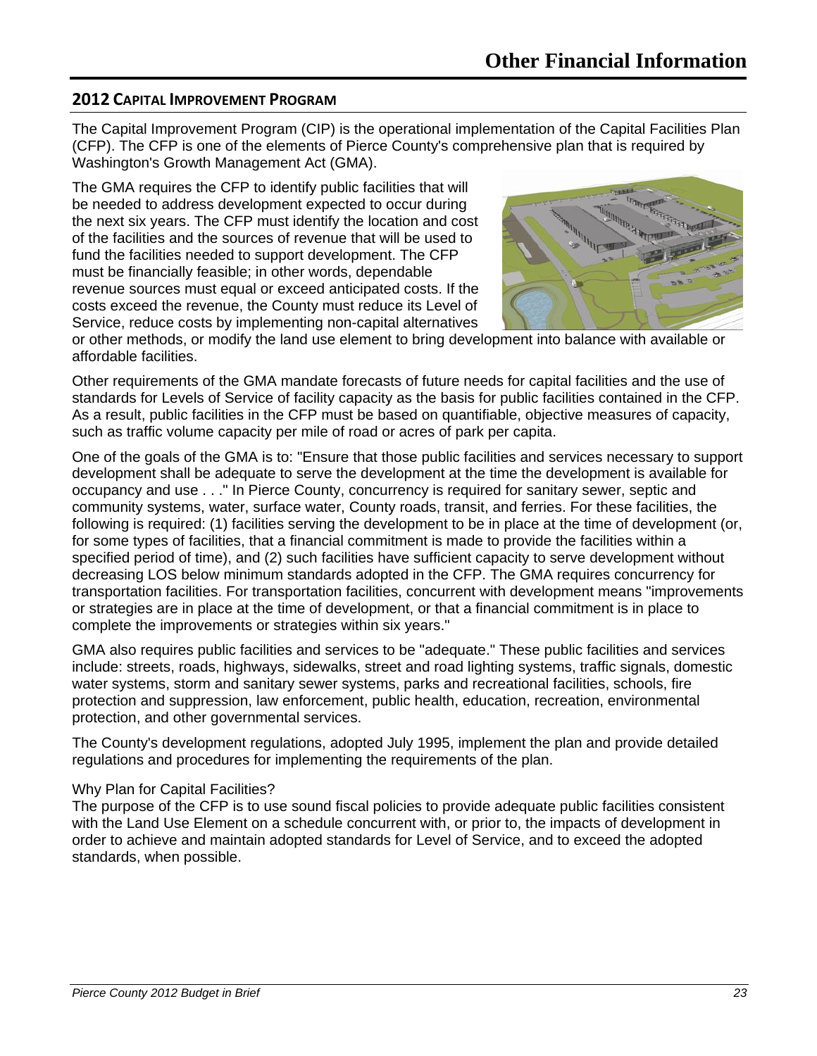# Other Financial Information

## 2012 Capital Improvement Program

The Capital Improvement Program (CIP) is the operational implementation of the Capital Facilities Plan (CFP). The CFP is one of the elements of Pierce County's comprehensive plan that is required by Washington's Growth Management Act (GMA).

The GMA requires the CFP to identify public facilities that will be needed to address development expected to occur during the next six years. The CFP must identify the location and cost of the facilities and the sources of revenue that will be used to fund the facilities needed to support development. The CFP must be financially feasible; in other words, dependable revenue sources must equal or exceed anticipated costs. If the costs exceed the revenue, the County must reduce its Level of Service, reduce costs by implementing non-capital alternatives or other methods, or modify the land use element to bring development into balance with available or affordable facilities.

Other requirements of the GMA mandate forecasts of future needs for capital facilities and the use of standards for Levels of Service of facility capacity as the basis for public facilities contained in the CFP. As a result, public facilities in the CFP must be based on quantifiable, objective measures of capacity, such as traffic volume capacity per mile of road or acres of park per capita.

One of the goals of the GMA is to: "Ensure that those public facilities and services necessary to support development shall be adequate to serve the development at the time the development is available for occupancy and use . . ." In Pierce County, concurrency is required for sanitary sewer, septic and community systems, water, surface water, County roads, transit, and ferries. For these facilities, the following is required: (1) facilities serving the development to be in place at the time of development (or, for some types of facilities, that a financial commitment is made to provide the facilities within a specified period of time), and (2) such facilities have sufficient capacity to serve development without decreasing LOS below minimum standards adopted in the CFP. The GMA requires concurrency for transportation facilities. For transportation facilities, concurrent with development means "improvements or strategies are in place at the time of development, or that a financial commitment is in place to complete the improvements or strategies within six years."

GMA also requires public facilities and services to be "adequate." These public facilities and services include: streets, roads, highways, sidewalks, street and road lighting systems, traffic signals, domestic water systems, storm and sanitary sewer systems, parks and recreational facilities, schools, fire protection and suppression, law enforcement, public health, education, recreation, environmental protection, and other governmental services.

The County's development regulations, adopted July 1995, implement the plan and provide detailed regulations and procedures for implementing the requirements of the plan.

Why Plan for Capital Facilities?

The purpose of the CFP is to use sound fiscal policies to provide adequate public facilities consistent with the Land Use Element on a schedule concurrent with, or prior to, the impacts of development in order to achieve and maintain adopted standards for Level of Service, and to exceed the adopted standards, when possible.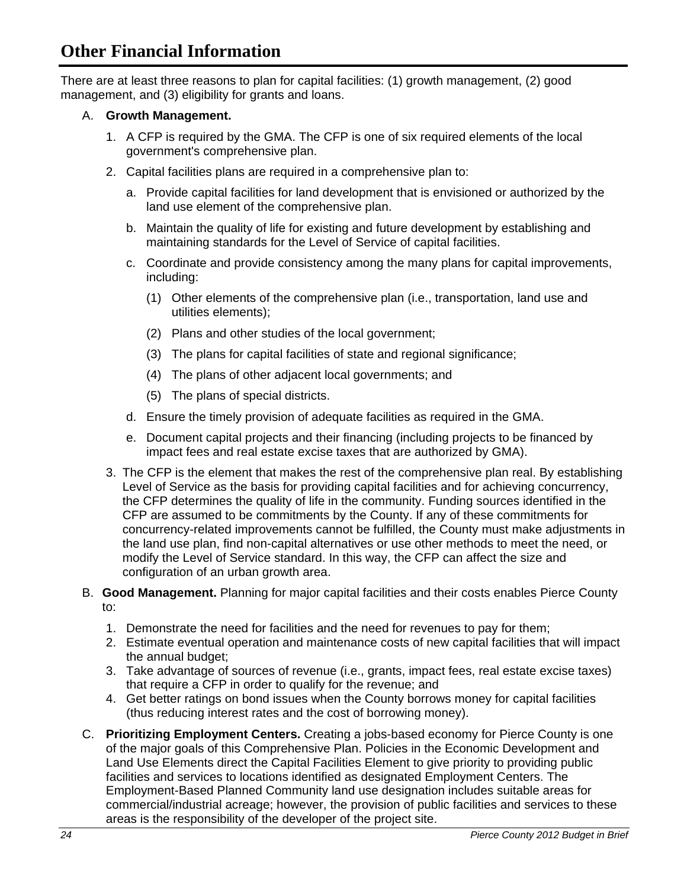# Other Financial Information

There are at least three reasons to plan for capital facilities: (1) growth management, (2) good management, and (3) eligibility for grants and loans.

A. **Growth Management.**

   1. A CFP is required by the GMA. The CFP is one of six required elements of the local government's comprehensive plan.
   2. Capital facilities plans are required in a comprehensive plan to:
      a. Provide capital facilities for land development that is envisioned or authorized by the land use element of the comprehensive plan.
      b. Maintain the quality of life for existing and future development by establishing and maintaining standards for the Level of Service of capital facilities.
      c. Coordinate and provide consistency among the many plans for capital improvements, including:
         (1) Other elements of the comprehensive plan (i.e., transportation, land use and utilities elements);
         (2) Plans and other studies of the local government;
         (3) The plans for capital facilities of state and regional significance;
         (4) The plans of other adjacent local governments; and
         (5) The plans of special districts.
      d. Ensure the timely provision of adequate facilities as required in the GMA.
      e. Document capital projects and their financing (including projects to be financed by impact fees and real estate excise taxes that are authorized by GMA).
   3. The CFP is the element that makes the rest of the comprehensive plan real. By establishing Level of Service as the basis for providing capital facilities and for achieving concurrency, the CFP determines the quality of life in the community. Funding sources identified in the CFP are assumed to be commitments by the County. If any of these commitments for concurrency-related improvements cannot be fulfilled, the County must make adjustments in the land use plan, find non-capital alternatives or use other methods to meet the need, or modify the Level of Service standard. In this way, the CFP can affect the size and configuration of an urban growth area.

B. **Good Management.** Planning for major capital facilities and their costs enables Pierce County to:

   1. Demonstrate the need for facilities and the need for revenues to pay for them;
   2. Estimate eventual operation and maintenance costs of new capital facilities that will impact the annual budget;
   3. Take advantage of sources of revenue (i.e., grants, impact fees, real estate excise taxes) that require a CFP in order to qualify for the revenue; and
   4. Get better ratings on bond issues when the County borrows money for capital facilities (thus reducing interest rates and the cost of borrowing money).

C. **Prioritizing Employment Centers.** Creating a jobs-based economy for Pierce County is one of the major goals of this Comprehensive Plan. Policies in the Economic Development and Land Use Elements direct the Capital Facilities Element to give priority to providing public facilities and services to locations identified as designated Employment Centers. The Employment-Based Planned Community land use designation includes suitable areas for commercial/industrial acreage; however, the provision of public facilities and services to these areas is the responsibility of the developer of the project site.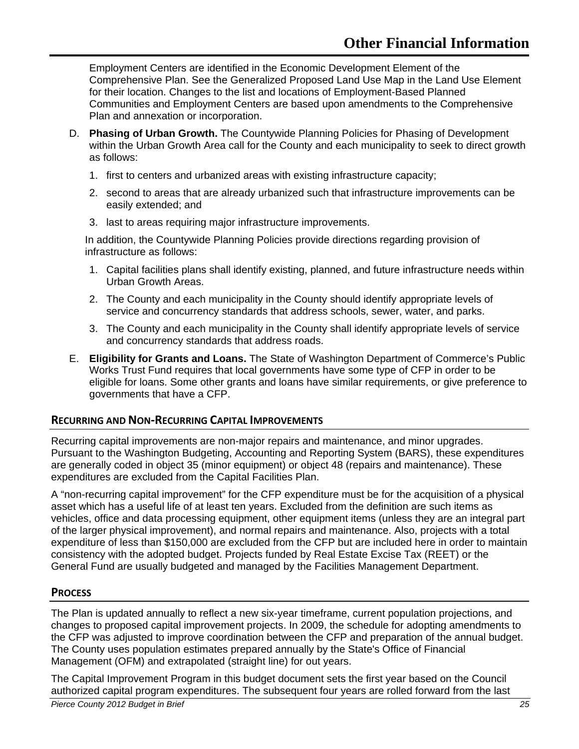Employment Centers are identified in the Economic Development Element of the Comprehensive Plan. See the Generalized Proposed Land Use Map in the Land Use Element for their location. Changes to the list and locations of Employment-Based Planned Communities and Employment Centers are based upon amendments to the Comprehensive Plan and annexation or incorporation.

D. **Phasing of Urban Growth.** The Countywide Planning Policies for Phasing of Development within the Urban Growth Area call for the County and each municipality to seek to direct growth as follows:

   1. first to centers and urbanized areas with existing infrastructure capacity;
   2. second to areas that are already urbanized such that infrastructure improvements can be easily extended; and
   3. last to areas requiring major infrastructure improvements.

   In addition, the Countywide Planning Policies provide directions regarding provision of infrastructure as follows:

   1. Capital facilities plans shall identify existing, planned, and future infrastructure needs within Urban Growth Areas.
   2. The County and each municipality in the County should identify appropriate levels of service and concurrency standards that address schools, sewer, water, and parks.
   3. The County and each municipality in the County shall identify appropriate levels of service and concurrency standards that address roads.

E. **Eligibility for Grants and Loans.** The State of Washington Department of Commerce's Public Works Trust Fund requires that local governments have some type of CFP in order to be eligible for loans. Some other grants and loans have similar requirements, or give preference to governments that have a CFP.

## Recurring and Non-Recurring Capital Improvements

Recurring capital improvements are non-major repairs and maintenance, and minor upgrades. Pursuant to the Washington Budgeting, Accounting and Reporting System (BARS), these expenditures are generally coded in object 35 (minor equipment) or object 48 (repairs and maintenance). These expenditures are excluded from the Capital Facilities Plan.

A "non-recurring capital improvement" for the CFP expenditure must be for the acquisition of a physical asset which has a useful life of at least ten years. Excluded from the definition are such items as vehicles, office and data processing equipment, other equipment items (unless they are an integral part of the larger physical improvement), and normal repairs and maintenance. Also, projects with a total expenditure of less than $150,000 are excluded from the CFP but are included here in order to maintain consistency with the adopted budget. Projects funded by Real Estate Excise Tax (REET) or the General Fund are usually budgeted and managed by the Facilities Management Department.

## Process

The Plan is updated annually to reflect a new six-year timeframe, current population projections, and changes to proposed capital improvement projects. In 2009, the schedule for adopting amendments to the CFP was adjusted to improve coordination between the CFP and preparation of the annual budget. The County uses population estimates prepared annually by the State's Office of Financial Management (OFM) and extrapolated (straight line) for out years.

The Capital Improvement Program in this budget document sets the first year based on the Council authorized capital program expenditures. The subsequent four years are rolled forward from the last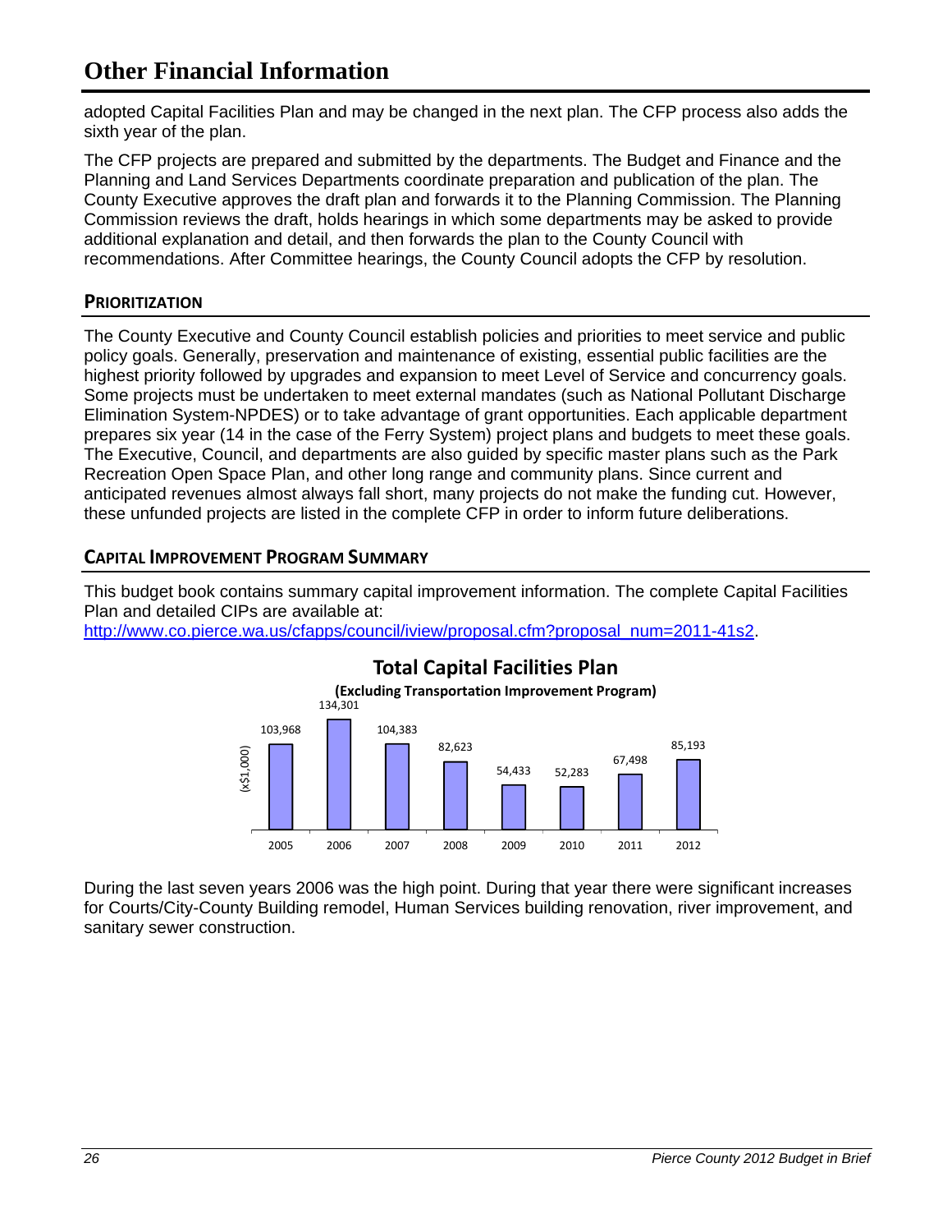adopted Capital Facilities Plan and may be changed in the next plan. The CFP process also adds the sixth year of the plan.

The CFP projects are prepared and submitted by the departments. The Budget and Finance and the Planning and Land Services Departments coordinate preparation and publication of the plan. The County Executive approves the draft plan and forwards it to the Planning Commission. The Planning Commission reviews the draft, holds hearings in which some departments may be asked to provide additional explanation and detail, and then forwards the plan to the County Council with recommendations. After Committee hearings, the County Council adopts the CFP by resolution.

## Prioritization

The County Executive and County Council establish policies and priorities to meet service and public policy goals. Generally, preservation and maintenance of existing, essential public facilities are the highest priority followed by upgrades and expansion to meet Level of Service and concurrency goals. Some projects must be undertaken to meet external mandates (such as National Pollutant Discharge Elimination System-NPDES) or to take advantage of grant opportunities. Each applicable department prepares six year (14 in the case of the Ferry System) project plans and budgets to meet these goals. The Executive, Council, and departments are also guided by specific master plans such as the Park Recreation Open Space Plan, and other long range and community plans. Since current and anticipated revenues almost always fall short, many projects do not make the funding cut. However, these unfunded projects are listed in the complete CFP in order to inform future deliberations.

## Capital Improvement Program Summary

This budget book contains summary capital improvement information. The complete Capital Facilities Plan and detailed CIPs are available at:
http://www.co.pierce.wa.us/cfapps/council/iview/proposal.cfm?proposal_num=2011-41s2.

**Total Capital Facilities Plan**

**(Excluding Transportation Improvement Program)**

(x$1,000)

| 2005 | 2006 | 2007 | 2008 | 2009 | 2010 | 2011 | 2012 |
|---|---|---|---|---|---|---|---|
| 103,968 | 134,301 | 104,383 | 82,623 | 54,433 | 52,283 | 67,498 | 85,193 |

During the last seven years 2006 was the high point. During that year there were significant increases for Courts/City-County Building remodel, Human Services building renovation, river improvement, and sanitary sewer construction.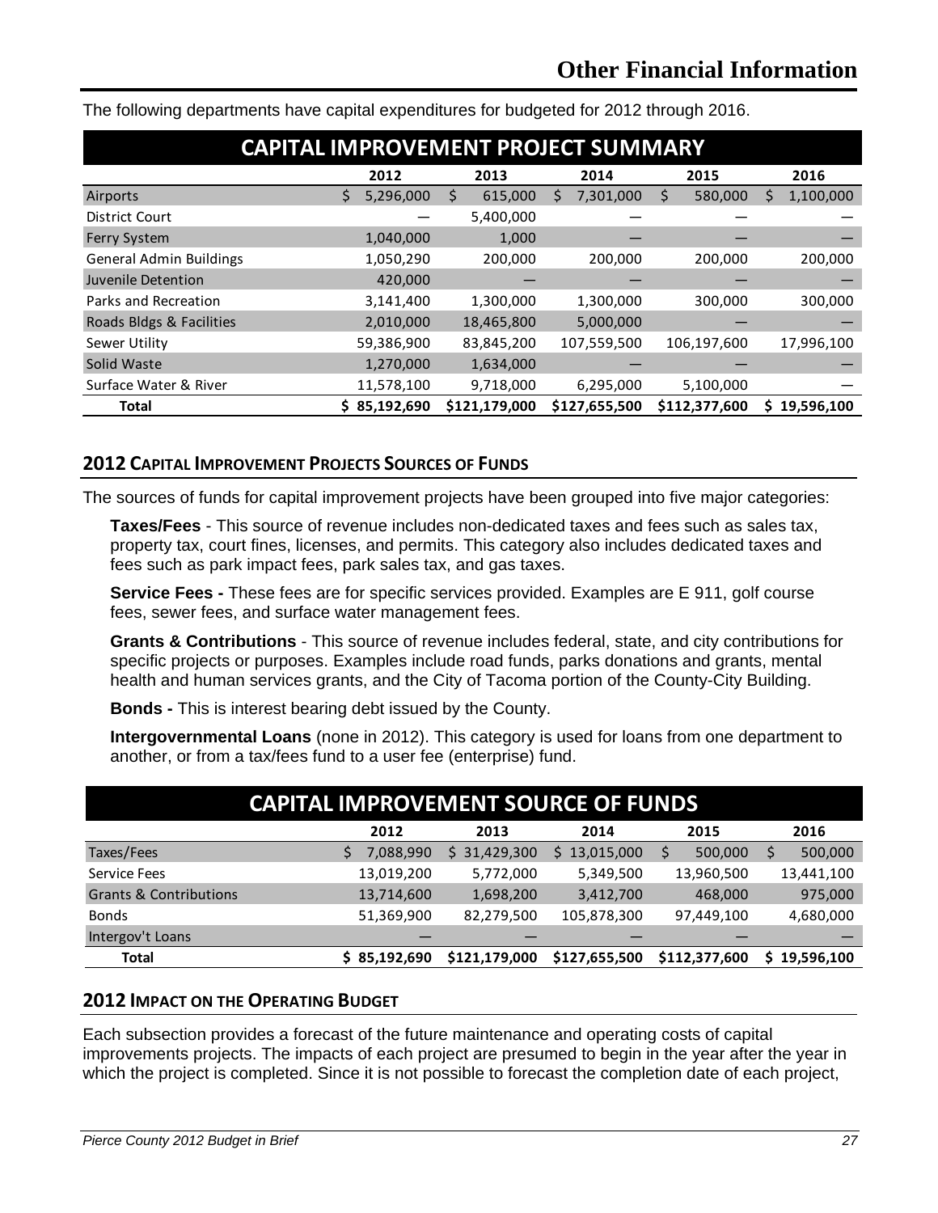# Other Financial Information

The following departments have capital expenditures for budgeted for 2012 through 2016.

| CAPITAL IMPROVEMENT PROJECT SUMMARY | | | | | |
|---|---|---|---|---|---|
| | 2012 | 2013 | 2014 | 2015 | 2016 |
| Airports | $ 5,296,000 | $ 615,000 | $ 7,301,000 | $ 580,000 | $ 1,100,000 |
| District Court | — | 5,400,000 | — | — | — |
| Ferry System | 1,040,000 | 1,000 | — | — | — |
| General Admin Buildings | 1,050,290 | 200,000 | 200,000 | 200,000 | 200,000 |
| Juvenile Detention | 420,000 | — | — | — | — |
| Parks and Recreation | 3,141,400 | 1,300,000 | 1,300,000 | 300,000 | 300,000 |
| Roads Bldgs & Facilities | 2,010,000 | 18,465,800 | 5,000,000 | — | — |
| Sewer Utility | 59,386,900 | 83,845,200 | 107,559,500 | 106,197,600 | 17,996,100 |
| Solid Waste | 1,270,000 | 1,634,000 | — | — | — |
| Surface Water & River | 11,578,100 | 9,718,000 | 6,295,000 | 5,100,000 | — |
| **Total** | **$ 85,192,690** | **$121,179,000** | **$127,655,500** | **$112,377,600** | **$ 19,596,100** |

## 2012 Capital Improvement Projects Sources of Funds

The sources of funds for capital improvement projects have been grouped into five major categories:

**Taxes/Fees** - This source of revenue includes non-dedicated taxes and fees such as sales tax, property tax, court fines, licenses, and permits. This category also includes dedicated taxes and fees such as park impact fees, park sales tax, and gas taxes.

**Service Fees -** These fees are for specific services provided. Examples are E 911, golf course fees, sewer fees, and surface water management fees.

**Grants & Contributions** - This source of revenue includes federal, state, and city contributions for specific projects or purposes. Examples include road funds, parks donations and grants, mental health and human services grants, and the City of Tacoma portion of the County-City Building.

**Bonds -** This is interest bearing debt issued by the County.

**Intergovernmental Loans** (none in 2012). This category is used for loans from one department to another, or from a tax/fees fund to a user fee (enterprise) fund.

| CAPITAL IMPROVEMENT SOURCE OF FUNDS | | | | | |
|---|---|---|---|---|---|
| | 2012 | 2013 | 2014 | 2015 | 2016 |
| Taxes/Fees | $ 7,088,990 | $ 31,429,300 | $ 13,015,000 | $ 500,000 | $ 500,000 |
| Service Fees | 13,019,200 | 5,772,000 | 5,349,500 | 13,960,500 | 13,441,100 |
| Grants & Contributions | 13,714,600 | 1,698,200 | 3,412,700 | 468,000 | 975,000 |
| Bonds | 51,369,900 | 82,279,500 | 105,878,300 | 97,449,100 | 4,680,000 |
| Intergov't Loans | — | — | — | — | — |
| **Total** | **$ 85,192,690** | **$121,179,000** | **$127,655,500** | **$112,377,600** | **$ 19,596,100** |

## 2012 Impact on the Operating Budget

Each subsection provides a forecast of the future maintenance and operating costs of capital improvements projects. The impacts of each project are presumed to begin in the year after the year in which the project is completed. Since it is not possible to forecast the completion date of each project,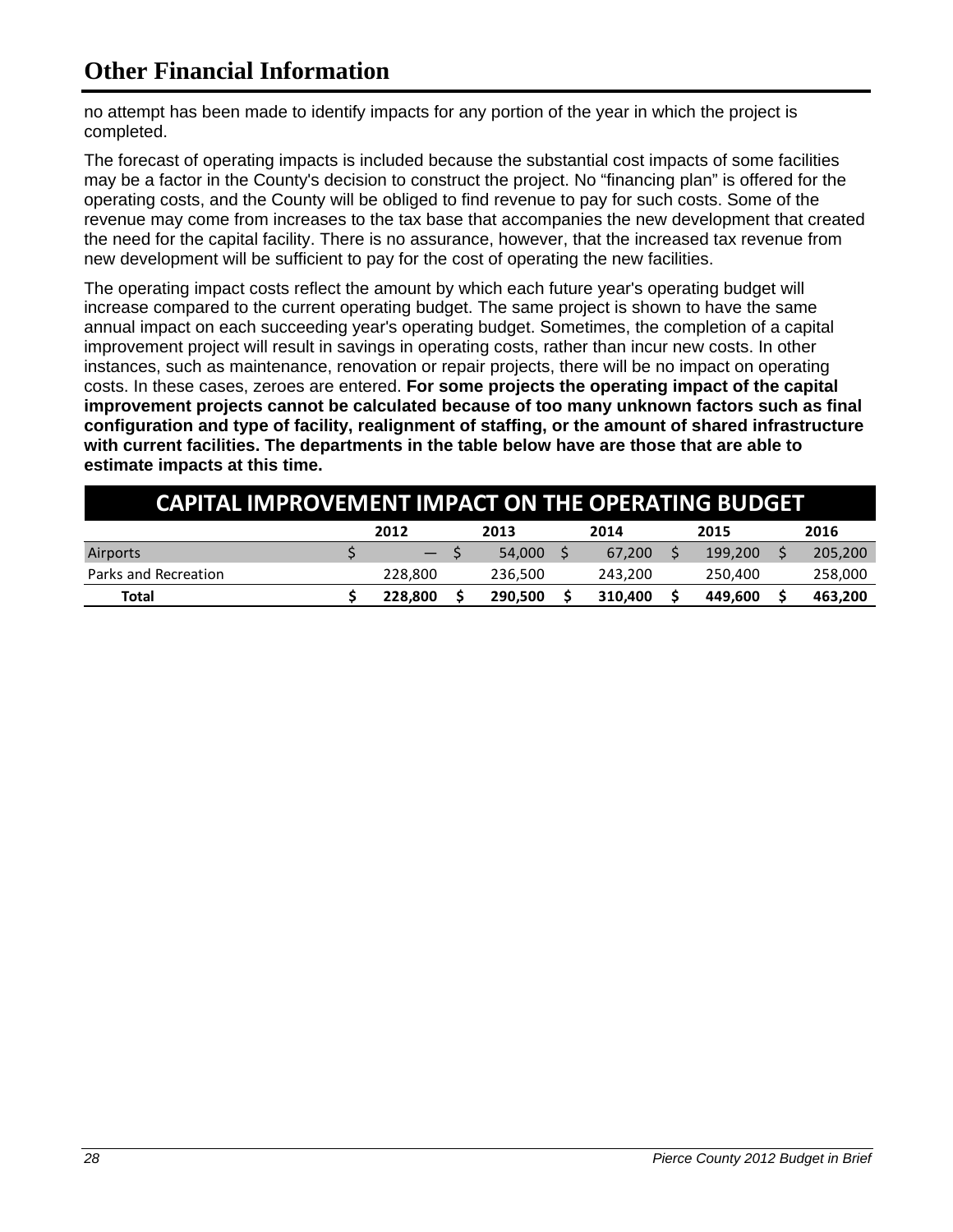# Other Financial Information

no attempt has been made to identify impacts for any portion of the year in which the project is completed.

The forecast of operating impacts is included because the substantial cost impacts of some facilities may be a factor in the County's decision to construct the project. No "financing plan" is offered for the operating costs, and the County will be obliged to find revenue to pay for such costs. Some of the revenue may come from increases to the tax base that accompanies the new development that created the need for the capital facility. There is no assurance, however, that the increased tax revenue from new development will be sufficient to pay for the cost of operating the new facilities.

The operating impact costs reflect the amount by which each future year's operating budget will increase compared to the current operating budget. The same project is shown to have the same annual impact on each succeeding year's operating budget. Sometimes, the completion of a capital improvement project will result in savings in operating costs, rather than incur new costs. In other instances, such as maintenance, renovation or repair projects, there will be no impact on operating costs. In these cases, zeroes are entered. **For some projects the operating impact of the capital improvement projects cannot be calculated because of too many unknown factors such as final configuration and type of facility, realignment of staffing, or the amount of shared infrastructure with current facilities. The departments in the table below have are those that are able to estimate impacts at this time.**

## CAPITAL IMPROVEMENT IMPACT ON THE OPERATING BUDGET

| | 2012 | 2013 | 2014 | 2015 | 2016 |
|---|---|---|---|---|---|
| Airports | $ — | $ 54,000 | $ 67,200 | $ 199,200 | $ 205,200 |
| Parks and Recreation | 228,800 | 236,500 | 243,200 | 250,400 | 258,000 |
| **Total** | **$ 228,800** | **$ 290,500** | **$ 310,400** | **$ 449,600** | **$ 463,200** |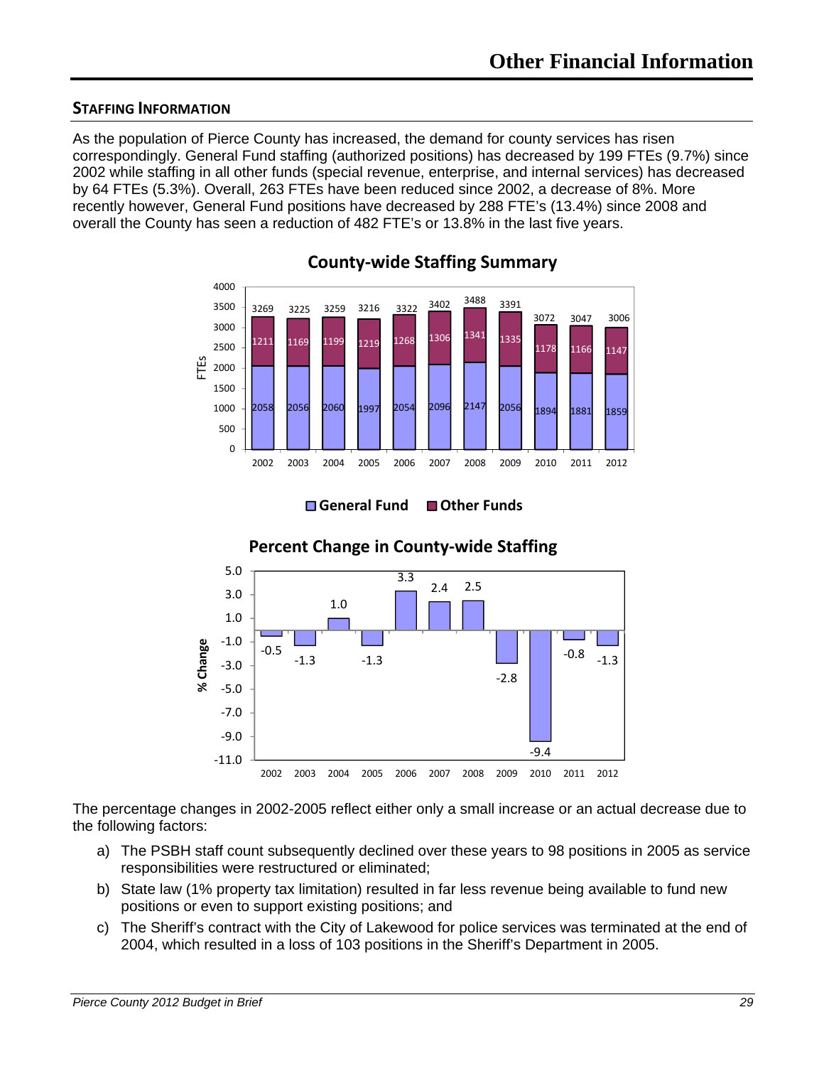# Other Financial Information

## STAFFING INFORMATION

As the population of Pierce County has increased, the demand for county services has risen correspondingly. General Fund staffing (authorized positions) has decreased by 199 FTEs (9.7%) since 2002 while staffing in all other funds (special revenue, enterprise, and internal services) has decreased by 64 FTEs (5.3%). Overall, 263 FTEs have been reduced since 2002, a decrease of 8%. More recently however, General Fund positions have decreased by 288 FTE's (13.4%) since 2008 and overall the County has seen a reduction of 482 FTE's or 13.8% in the last five years.

**County-wide Staffing Summary**

| Year | General Fund | Other Funds | Total |
|---|---|---|---|
| 2002 | 2058 | 1211 | 3269 |
| 2003 | 2056 | 1169 | 3225 |
| 2004 | 2060 | 1199 | 3259 |
| 2005 | 1997 | 1219 | 3216 |
| 2006 | 2054 | 1268 | 3322 |
| 2007 | 2096 | 1306 | 3402 |
| 2008 | 2147 | 1341 | 3488 |
| 2009 | 2056 | 1335 | 3391 |
| 2010 | 1894 | 1178 | 3072 |
| 2011 | 1881 | 1166 | 3047 |
| 2012 | 1859 | 1147 | 3006 |

**Percent Change in County-wide Staffing**

| Year | % Change |
|---|---|
| 2002 | -0.5 |
| 2003 | -1.3 |
| 2004 | 1.0 |
| 2005 | -1.3 |
| 2006 | 3.3 |
| 2007 | 2.4 |
| 2008 | 2.5 |
| 2009 | -2.8 |
| 2010 | -9.4 |
| 2011 | -0.8 |
| 2012 | -1.3 |

The percentage changes in 2002-2005 reflect either only a small increase or an actual decrease due to the following factors:

a) The PSBH staff count subsequently declined over these years to 98 positions in 2005 as service responsibilities were restructured or eliminated;

b) State law (1% property tax limitation) resulted in far less revenue being available to fund new positions or even to support existing positions; and

c) The Sheriff's contract with the City of Lakewood for police services was terminated at the end of 2004, which resulted in a loss of 103 positions in the Sheriff's Department in 2005.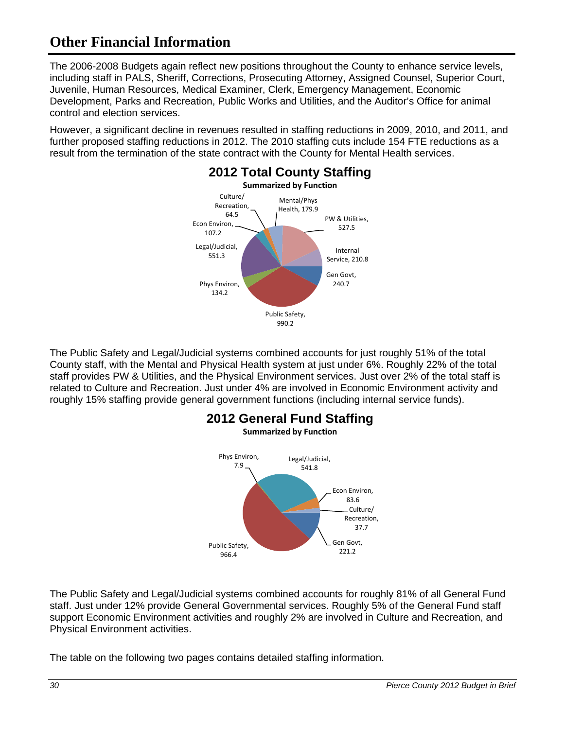# Other Financial Information

The 2006-2008 Budgets again reflect new positions throughout the County to enhance service levels, including staff in PALS, Sheriff, Corrections, Prosecuting Attorney, Assigned Counsel, Superior Court, Juvenile, Human Resources, Medical Examiner, Clerk, Emergency Management, Economic Development, Parks and Recreation, Public Works and Utilities, and the Auditor's Office for animal control and election services.

However, a significant decline in revenues resulted in staffing reductions in 2009, 2010, and 2011, and further proposed staffing reductions in 2012. The 2010 staffing cuts include 154 FTE reductions as a result from the termination of the state contract with the County for Mental Health services.

## 2012 Total County Staffing

**Summarized by Function**

| Function | Staffing |
|---|---|
| Mental/Phys Health | 179.9 |
| PW & Utilities | 527.5 |
| Internal Service | 210.8 |
| Gen Govt | 240.7 |
| Public Safety | 990.2 |
| Phys Environ | 134.2 |
| Legal/Judicial | 551.3 |
| Econ Environ | 107.2 |
| Culture/ Recreation | 64.5 |

The Public Safety and Legal/Judicial systems combined accounts for just roughly 51% of the total County staff, with the Mental and Physical Health system at just under 6%. Roughly 22% of the total staff provides PW & Utilities, and the Physical Environment services. Just over 2% of the total staff is related to Culture and Recreation. Just under 4% are involved in Economic Environment activity and roughly 15% staffing provide general government functions (including internal service funds).

## 2012 General Fund Staffing

**Summarized by Function**

| Function | Staffing |
|---|---|
| Phys Environ | 7.9 |
| Legal/Judicial | 541.8 |
| Econ Environ | 83.6 |
| Culture/ Recreation | 37.7 |
| Gen Govt | 221.2 |
| Public Safety | 966.4 |

The Public Safety and Legal/Judicial systems combined accounts for roughly 81% of all General Fund staff. Just under 12% provide General Governmental services. Roughly 5% of the General Fund staff support Economic Environment activities and roughly 2% are involved in Culture and Recreation, and Physical Environment activities.

The table on the following two pages contains detailed staffing information.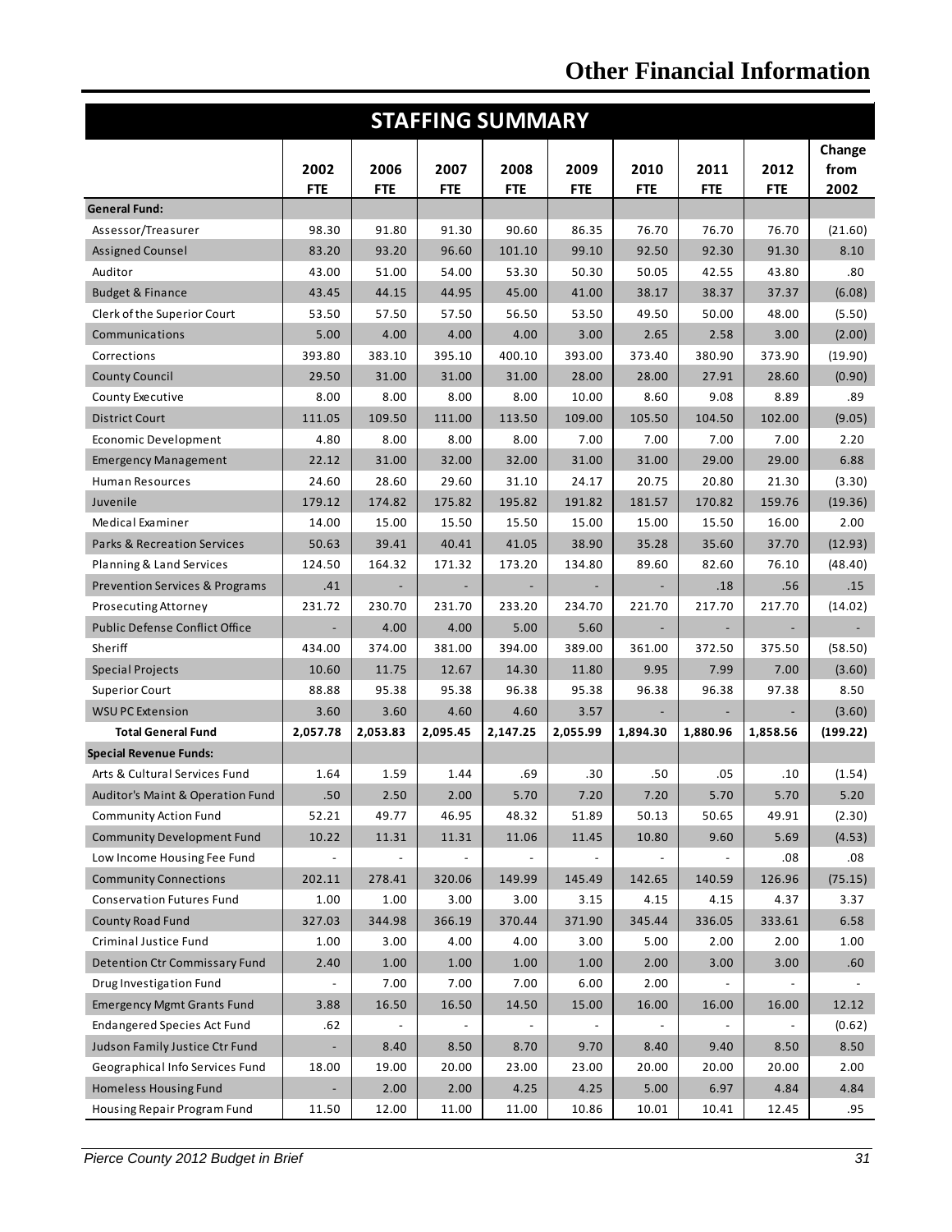# Other Financial Information

## STAFFING SUMMARY

| | 2002 FTE | 2006 FTE | 2007 FTE | 2008 FTE | 2009 FTE | 2010 FTE | 2011 FTE | 2012 FTE | Change from 2002 |
|---|---|---|---|---|---|---|---|---|---|
| **General Fund:** | | | | | | | | | |
| Assessor/Treasurer | 98.30 | 91.80 | 91.30 | 90.60 | 86.35 | 76.70 | 76.70 | 76.70 | (21.60) |
| Assigned Counsel | 83.20 | 93.20 | 96.60 | 101.10 | 99.10 | 92.50 | 92.30 | 91.30 | 8.10 |
| Auditor | 43.00 | 51.00 | 54.00 | 53.30 | 50.30 | 50.05 | 42.55 | 43.80 | .80 |
| Budget & Finance | 43.45 | 44.15 | 44.95 | 45.00 | 41.00 | 38.17 | 38.37 | 37.37 | (6.08) |
| Clerk of the Superior Court | 53.50 | 57.50 | 57.50 | 56.50 | 53.50 | 49.50 | 50.00 | 48.00 | (5.50) |
| Communications | 5.00 | 4.00 | 4.00 | 4.00 | 3.00 | 2.65 | 2.58 | 3.00 | (2.00) |
| Corrections | 393.80 | 383.10 | 395.10 | 400.10 | 393.00 | 373.40 | 380.90 | 373.90 | (19.90) |
| County Council | 29.50 | 31.00 | 31.00 | 31.00 | 28.00 | 28.00 | 27.91 | 28.60 | (0.90) |
| County Executive | 8.00 | 8.00 | 8.00 | 8.00 | 10.00 | 8.60 | 9.08 | 8.89 | .89 |
| District Court | 111.05 | 109.50 | 111.00 | 113.50 | 109.00 | 105.50 | 104.50 | 102.00 | (9.05) |
| Economic Development | 4.80 | 8.00 | 8.00 | 8.00 | 7.00 | 7.00 | 7.00 | 7.00 | 2.20 |
| Emergency Management | 22.12 | 31.00 | 32.00 | 32.00 | 31.00 | 31.00 | 29.00 | 29.00 | 6.88 |
| Human Resources | 24.60 | 28.60 | 29.60 | 31.10 | 24.17 | 20.75 | 20.80 | 21.30 | (3.30) |
| Juvenile | 179.12 | 174.82 | 175.82 | 195.82 | 191.82 | 181.57 | 170.82 | 159.76 | (19.36) |
| Medical Examiner | 14.00 | 15.00 | 15.50 | 15.50 | 15.00 | 15.00 | 15.50 | 16.00 | 2.00 |
| Parks & Recreation Services | 50.63 | 39.41 | 40.41 | 41.05 | 38.90 | 35.28 | 35.60 | 37.70 | (12.93) |
| Planning & Land Services | 124.50 | 164.32 | 171.32 | 173.20 | 134.80 | 89.60 | 82.60 | 76.10 | (48.40) |
| Prevention Services & Programs | .41 | - | - | - | - | - | .18 | .56 | .15 |
| Prosecuting Attorney | 231.72 | 230.70 | 231.70 | 233.20 | 234.70 | 221.70 | 217.70 | 217.70 | (14.02) |
| Public Defense Conflict Office | - | 4.00 | 4.00 | 5.00 | 5.60 | - | - | - | - |
| Sheriff | 434.00 | 374.00 | 381.00 | 394.00 | 389.00 | 361.00 | 372.50 | 375.50 | (58.50) |
| Special Projects | 10.60 | 11.75 | 12.67 | 14.30 | 11.80 | 9.95 | 7.99 | 7.00 | (3.60) |
| Superior Court | 88.88 | 95.38 | 95.38 | 96.38 | 95.38 | 96.38 | 96.38 | 97.38 | 8.50 |
| WSU PC Extension | 3.60 | 3.60 | 4.60 | 4.60 | 3.57 | - | - | - | (3.60) |
| **Total General Fund** | **2,057.78** | **2,053.83** | **2,095.45** | **2,147.25** | **2,055.99** | **1,894.30** | **1,880.96** | **1,858.56** | **(199.22)** |
| **Special Revenue Funds:** | | | | | | | | | |
| Arts & Cultural Services Fund | 1.64 | 1.59 | 1.44 | .69 | .30 | .50 | .05 | .10 | (1.54) |
| Auditor's Maint & Operation Fund | .50 | 2.50 | 2.00 | 5.70 | 7.20 | 7.20 | 5.70 | 5.70 | 5.20 |
| Community Action Fund | 52.21 | 49.77 | 46.95 | 48.32 | 51.89 | 50.13 | 50.65 | 49.91 | (2.30) |
| Community Development Fund | 10.22 | 11.31 | 11.31 | 11.06 | 11.45 | 10.80 | 9.60 | 5.69 | (4.53) |
| Low Income Housing Fee Fund | - | - | - | - | - | - | - | .08 | .08 |
| Community Connections | 202.11 | 278.41 | 320.06 | 149.99 | 145.49 | 142.65 | 140.59 | 126.96 | (75.15) |
| Conservation Futures Fund | 1.00 | 1.00 | 3.00 | 3.00 | 3.15 | 4.15 | 4.15 | 4.37 | 3.37 |
| County Road Fund | 327.03 | 344.98 | 366.19 | 370.44 | 371.90 | 345.44 | 336.05 | 333.61 | 6.58 |
| Criminal Justice Fund | 1.00 | 3.00 | 4.00 | 4.00 | 3.00 | 5.00 | 2.00 | 2.00 | 1.00 |
| Detention Ctr Commissary Fund | 2.40 | 1.00 | 1.00 | 1.00 | 1.00 | 2.00 | 3.00 | 3.00 | .60 |
| Drug Investigation Fund | - | 7.00 | 7.00 | 7.00 | 6.00 | 2.00 | - | - | - |
| Emergency Mgmt Grants Fund | 3.88 | 16.50 | 16.50 | 14.50 | 15.00 | 16.00 | 16.00 | 16.00 | 12.12 |
| Endangered Species Act Fund | .62 | - | - | - | - | - | - | - | (0.62) |
| Judson Family Justice Ctr Fund | - | 8.40 | 8.50 | 8.70 | 9.70 | 8.40 | 9.40 | 8.50 | 8.50 |
| Geographical Info Services Fund | 18.00 | 19.00 | 20.00 | 23.00 | 23.00 | 20.00 | 20.00 | 20.00 | 2.00 |
| Homeless Housing Fund | - | 2.00 | 2.00 | 4.25 | 4.25 | 5.00 | 6.97 | 4.84 | 4.84 |
| Housing Repair Program Fund | 11.50 | 12.00 | 11.00 | 11.00 | 10.86 | 10.01 | 10.41 | 12.45 | .95 |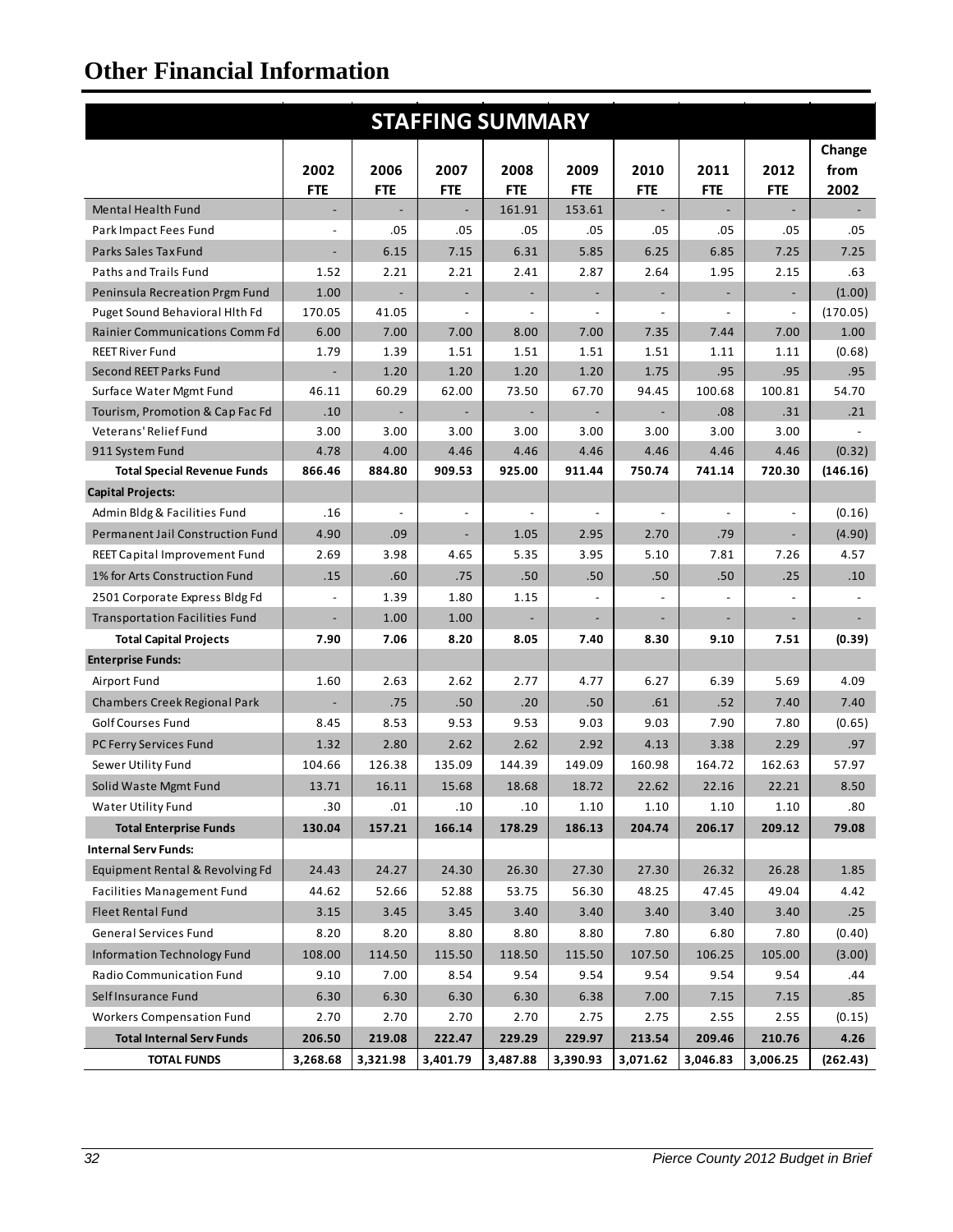# Other Financial Information

| STAFFING SUMMARY | | | | | | | | | |
|---|---|---|---|---|---|---|---|---|---|
| | 2002 FTE | 2006 FTE | 2007 FTE | 2008 FTE | 2009 FTE | 2010 FTE | 2011 FTE | 2012 FTE | Change from 2002 |
| Mental Health Fund | - | - | - | 161.91 | 153.61 | - | - | - | - |
| Park Impact Fees Fund | - | .05 | .05 | .05 | .05 | .05 | .05 | .05 | .05 |
| Parks Sales Tax Fund | - | 6.15 | 7.15 | 6.31 | 5.85 | 6.25 | 6.85 | 7.25 | 7.25 |
| Paths and Trails Fund | 1.52 | 2.21 | 2.21 | 2.41 | 2.87 | 2.64 | 1.95 | 2.15 | .63 |
| Peninsula Recreation Prgm Fund | 1.00 | - | - | - | - | - | - | - | (1.00) |
| Puget Sound Behavioral Hlth Fd | 170.05 | 41.05 | - | - | - | - | - | - | (170.05) |
| Rainier Communications Comm Fd | 6.00 | 7.00 | 7.00 | 8.00 | 7.00 | 7.35 | 7.44 | 7.00 | 1.00 |
| REET River Fund | 1.79 | 1.39 | 1.51 | 1.51 | 1.51 | 1.51 | 1.11 | 1.11 | (0.68) |
| Second REET Parks Fund | - | 1.20 | 1.20 | 1.20 | 1.20 | 1.75 | .95 | .95 | .95 |
| Surface Water Mgmt Fund | 46.11 | 60.29 | 62.00 | 73.50 | 67.70 | 94.45 | 100.68 | 100.81 | 54.70 |
| Tourism, Promotion & Cap Fac Fd | .10 | - | - | - | - | - | .08 | .31 | .21 |
| Veterans' Relief Fund | 3.00 | 3.00 | 3.00 | 3.00 | 3.00 | 3.00 | 3.00 | 3.00 | - |
| 911 System Fund | 4.78 | 4.00 | 4.46 | 4.46 | 4.46 | 4.46 | 4.46 | 4.46 | (0.32) |
| **Total Special Revenue Funds** | **866.46** | **884.80** | **909.53** | **925.00** | **911.44** | **750.74** | **741.14** | **720.30** | **(146.16)** |
| **Capital Projects:** | | | | | | | | | |
| Admin Bldg & Facilities Fund | .16 | - | - | - | - | - | - | - | (0.16) |
| Permanent Jail Construction Fund | 4.90 | .09 | - | 1.05 | 2.95 | 2.70 | .79 | - | (4.90) |
| REET Capital Improvement Fund | 2.69 | 3.98 | 4.65 | 5.35 | 3.95 | 5.10 | 7.81 | 7.26 | 4.57 |
| 1% for Arts Construction Fund | .15 | .60 | .75 | .50 | .50 | .50 | .50 | .25 | .10 |
| 2501 Corporate Express Bldg Fd | - | 1.39 | 1.80 | 1.15 | - | - | - | - | - |
| Transportation Facilities Fund | - | 1.00 | 1.00 | - | - | - | - | - | - |
| **Total Capital Projects** | **7.90** | **7.06** | **8.20** | **8.05** | **7.40** | **8.30** | **9.10** | **7.51** | **(0.39)** |
| **Enterprise Funds:** | | | | | | | | | |
| Airport Fund | 1.60 | 2.63 | 2.62 | 2.77 | 4.77 | 6.27 | 6.39 | 5.69 | 4.09 |
| Chambers Creek Regional Park | - | .75 | .50 | .20 | .50 | .61 | .52 | 7.40 | 7.40 |
| Golf Courses Fund | 8.45 | 8.53 | 9.53 | 9.53 | 9.03 | 9.03 | 7.90 | 7.80 | (0.65) |
| PC Ferry Services Fund | 1.32 | 2.80 | 2.62 | 2.62 | 2.92 | 4.13 | 3.38 | 2.29 | .97 |
| Sewer Utility Fund | 104.66 | 126.38 | 135.09 | 144.39 | 149.09 | 160.98 | 164.72 | 162.63 | 57.97 |
| Solid Waste Mgmt Fund | 13.71 | 16.11 | 15.68 | 18.68 | 18.72 | 22.62 | 22.16 | 22.21 | 8.50 |
| Water Utility Fund | .30 | .01 | .10 | .10 | 1.10 | 1.10 | 1.10 | 1.10 | .80 |
| **Total Enterprise Funds** | **130.04** | **157.21** | **166.14** | **178.29** | **186.13** | **204.74** | **206.17** | **209.12** | **79.08** |
| **Internal Serv Funds:** | | | | | | | | | |
| Equipment Rental & Revolving Fd | 24.43 | 24.27 | 24.30 | 26.30 | 27.30 | 27.30 | 26.32 | 26.28 | 1.85 |
| Facilities Management Fund | 44.62 | 52.66 | 52.88 | 53.75 | 56.30 | 48.25 | 47.45 | 49.04 | 4.42 |
| Fleet Rental Fund | 3.15 | 3.45 | 3.45 | 3.40 | 3.40 | 3.40 | 3.40 | 3.40 | .25 |
| General Services Fund | 8.20 | 8.20 | 8.80 | 8.80 | 8.80 | 7.80 | 6.80 | 7.80 | (0.40) |
| Information Technology Fund | 108.00 | 114.50 | 115.50 | 118.50 | 115.50 | 107.50 | 106.25 | 105.00 | (3.00) |
| Radio Communication Fund | 9.10 | 7.00 | 8.54 | 9.54 | 9.54 | 9.54 | 9.54 | 9.54 | .44 |
| Self Insurance Fund | 6.30 | 6.30 | 6.30 | 6.30 | 6.38 | 7.00 | 7.15 | 7.15 | .85 |
| Workers Compensation Fund | 2.70 | 2.70 | 2.70 | 2.70 | 2.75 | 2.75 | 2.55 | 2.55 | (0.15) |
| **Total Internal Serv Funds** | **206.50** | **219.08** | **222.47** | **229.29** | **229.97** | **213.54** | **209.46** | **210.76** | **4.26** |
| **TOTAL FUNDS** | **3,268.68** | **3,321.98** | **3,401.79** | **3,487.88** | **3,390.93** | **3,071.62** | **3,046.83** | **3,006.25** | **(262.43)** |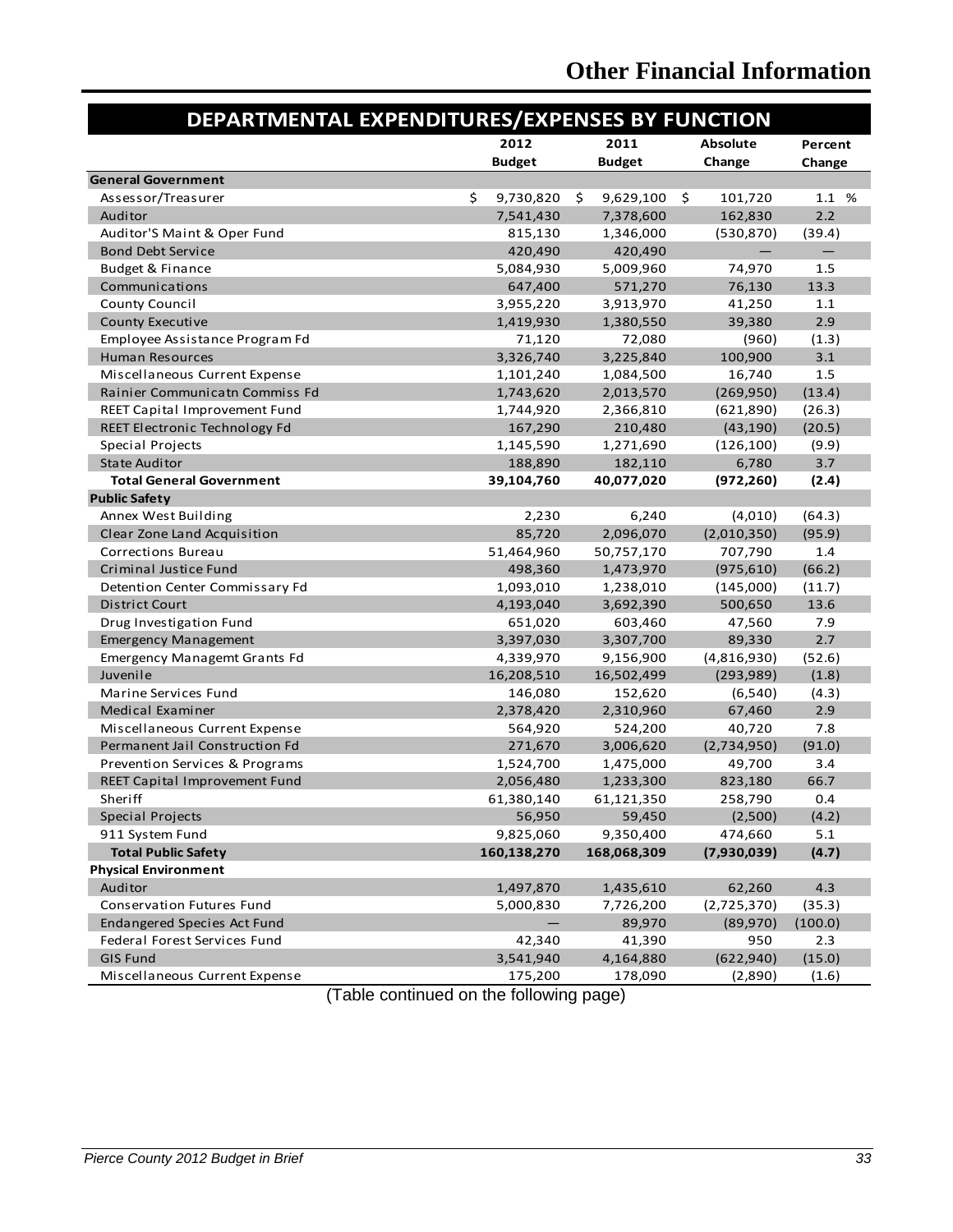# Other Financial Information

## DEPARTMENTAL EXPENDITURES/EXPENSES BY FUNCTION

| | 2012 Budget | 2011 Budget | Absolute Change | Percent Change |
|---|---|---|---|---|
| **General Government** | | | | |
| Assessor/Treasurer | $ 9,730,820 | $ 9,629,100 | $ 101,720 | 1.1 % |
| Auditor | 7,541,430 | 7,378,600 | 162,830 | 2.2 |
| Auditor'S Maint & Oper Fund | 815,130 | 1,346,000 | (530,870) | (39.4) |
| Bond Debt Service | 420,490 | 420,490 | — | — |
| Budget & Finance | 5,084,930 | 5,009,960 | 74,970 | 1.5 |
| Communications | 647,400 | 571,270 | 76,130 | 13.3 |
| County Council | 3,955,220 | 3,913,970 | 41,250 | 1.1 |
| County Executive | 1,419,930 | 1,380,550 | 39,380 | 2.9 |
| Employee Assistance Program Fd | 71,120 | 72,080 | (960) | (1.3) |
| Human Resources | 3,326,740 | 3,225,840 | 100,900 | 3.1 |
| Miscellaneous Current Expense | 1,101,240 | 1,084,500 | 16,740 | 1.5 |
| Rainier Communicatn Commiss Fd | 1,743,620 | 2,013,570 | (269,950) | (13.4) |
| REET Capital Improvement Fund | 1,744,920 | 2,366,810 | (621,890) | (26.3) |
| REET Electronic Technology Fd | 167,290 | 210,480 | (43,190) | (20.5) |
| Special Projects | 1,145,590 | 1,271,690 | (126,100) | (9.9) |
| State Auditor | 188,890 | 182,110 | 6,780 | 3.7 |
| **Total General Government** | **39,104,760** | **40,077,020** | **(972,260)** | **(2.4)** |
| **Public Safety** | | | | |
| Annex West Building | 2,230 | 6,240 | (4,010) | (64.3) |
| Clear Zone Land Acquisition | 85,720 | 2,096,070 | (2,010,350) | (95.9) |
| Corrections Bureau | 51,464,960 | 50,757,170 | 707,790 | 1.4 |
| Criminal Justice Fund | 498,360 | 1,473,970 | (975,610) | (66.2) |
| Detention Center Commissary Fd | 1,093,010 | 1,238,010 | (145,000) | (11.7) |
| District Court | 4,193,040 | 3,692,390 | 500,650 | 13.6 |
| Drug Investigation Fund | 651,020 | 603,460 | 47,560 | 7.9 |
| Emergency Management | 3,397,030 | 3,307,700 | 89,330 | 2.7 |
| Emergency Managemt Grants Fd | 4,339,970 | 9,156,900 | (4,816,930) | (52.6) |
| Juvenile | 16,208,510 | 16,502,499 | (293,989) | (1.8) |
| Marine Services Fund | 146,080 | 152,620 | (6,540) | (4.3) |
| Medical Examiner | 2,378,420 | 2,310,960 | 67,460 | 2.9 |
| Miscellaneous Current Expense | 564,920 | 524,200 | 40,720 | 7.8 |
| Permanent Jail Construction Fd | 271,670 | 3,006,620 | (2,734,950) | (91.0) |
| Prevention Services & Programs | 1,524,700 | 1,475,000 | 49,700 | 3.4 |
| REET Capital Improvement Fund | 2,056,480 | 1,233,300 | 823,180 | 66.7 |
| Sheriff | 61,380,140 | 61,121,350 | 258,790 | 0.4 |
| Special Projects | 56,950 | 59,450 | (2,500) | (4.2) |
| 911 System Fund | 9,825,060 | 9,350,400 | 474,660 | 5.1 |
| **Total Public Safety** | **160,138,270** | **168,068,309** | **(7,930,039)** | **(4.7)** |
| **Physical Environment** | | | | |
| Auditor | 1,497,870 | 1,435,610 | 62,260 | 4.3 |
| Conservation Futures Fund | 5,000,830 | 7,726,200 | (2,725,370) | (35.3) |
| Endangered Species Act Fund | — | 89,970 | (89,970) | (100.0) |
| Federal Forest Services Fund | 42,340 | 41,390 | 950 | 2.3 |
| GIS Fund | 3,541,940 | 4,164,880 | (622,940) | (15.0) |
| Miscellaneous Current Expense | 175,200 | 178,090 | (2,890) | (1.6) |

(Table continued on the following page)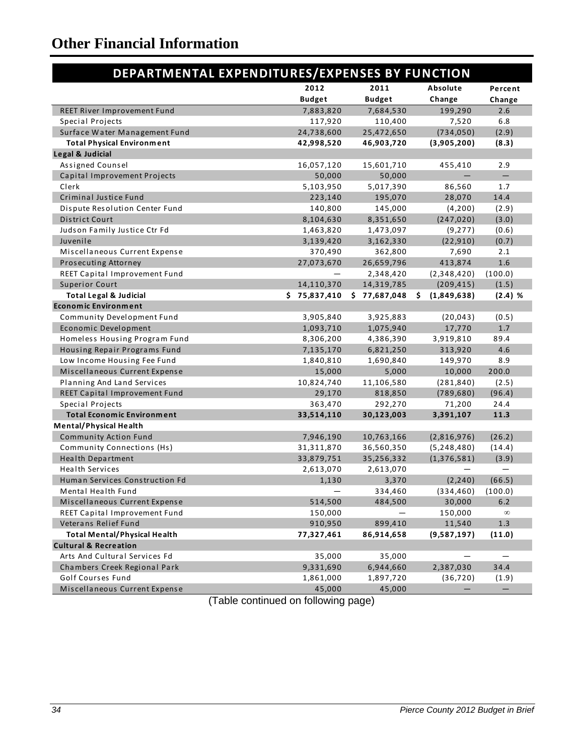# Other Financial Information

| DEPARTMENTAL EXPENDITURES/EXPENSES BY FUNCTION | 2012 Budget | 2011 Budget | Absolute Change | Percent Change |
|---|---|---|---|---|
| REET River Improvement Fund | 7,883,820 | 7,684,530 | 199,290 | 2.6 |
| Special Projects | 117,920 | 110,400 | 7,520 | 6.8 |
| Surface Water Management Fund | 24,738,600 | 25,472,650 | (734,050) | (2.9) |
| **Total Physical Environment** | **42,998,520** | **46,903,720** | **(3,905,200)** | **(8.3)** |
| **Legal & Judicial** | | | | |
| Assigned Counsel | 16,057,120 | 15,601,710 | 455,410 | 2.9 |
| Capital Improvement Projects | 50,000 | 50,000 | — | — |
| Clerk | 5,103,950 | 5,017,390 | 86,560 | 1.7 |
| Criminal Justice Fund | 223,140 | 195,070 | 28,070 | 14.4 |
| Dispute Resolution Center Fund | 140,800 | 145,000 | (4,200) | (2.9) |
| District Court | 8,104,630 | 8,351,650 | (247,020) | (3.0) |
| Judson Family Justice Ctr Fd | 1,463,820 | 1,473,097 | (9,277) | (0.6) |
| Juvenile | 3,139,420 | 3,162,330 | (22,910) | (0.7) |
| Miscellaneous Current Expense | 370,490 | 362,800 | 7,690 | 2.1 |
| Prosecuting Attorney | 27,073,670 | 26,659,796 | 413,874 | 1.6 |
| REET Capital Improvement Fund | — | 2,348,420 | (2,348,420) | (100.0) |
| Superior Court | 14,110,370 | 14,319,785 | (209,415) | (1.5) |
| **Total Legal & Judicial** | **$ 75,837,410** | **$ 77,687,048** | **$ (1,849,638)** | **(2.4) %** |
| **Economic Environment** | | | | |
| Community Development Fund | 3,905,840 | 3,925,883 | (20,043) | (0.5) |
| Economic Development | 1,093,710 | 1,075,940 | 17,770 | 1.7 |
| Homeless Housing Program Fund | 8,306,200 | 4,386,390 | 3,919,810 | 89.4 |
| Housing Repair Programs Fund | 7,135,170 | 6,821,250 | 313,920 | 4.6 |
| Low Income Housing Fee Fund | 1,840,810 | 1,690,840 | 149,970 | 8.9 |
| Miscellaneous Current Expense | 15,000 | 5,000 | 10,000 | 200.0 |
| Planning And Land Services | 10,824,740 | 11,106,580 | (281,840) | (2.5) |
| REET Capital Improvement Fund | 29,170 | 818,850 | (789,680) | (96.4) |
| Special Projects | 363,470 | 292,270 | 71,200 | 24.4 |
| **Total Economic Environment** | **33,514,110** | **30,123,003** | **3,391,107** | **11.3** |
| **Mental/Physical Health** | | | | |
| Community Action Fund | 7,946,190 | 10,763,166 | (2,816,976) | (26.2) |
| Community Connections (Hs) | 31,311,870 | 36,560,350 | (5,248,480) | (14.4) |
| Health Department | 33,879,751 | 35,256,332 | (1,376,581) | (3.9) |
| Health Services | 2,613,070 | 2,613,070 | — | — |
| Human Services Construction Fd | 1,130 | 3,370 | (2,240) | (66.5) |
| Mental Health Fund | — | 334,460 | (334,460) | (100.0) |
| Miscellaneous Current Expense | 514,500 | 484,500 | 30,000 | 6.2 |
| REET Capital Improvement Fund | 150,000 | — | 150,000 | ∞ |
| Veterans Relief Fund | 910,950 | 899,410 | 11,540 | 1.3 |
| **Total Mental/Physical Health** | **77,327,461** | **86,914,658** | **(9,587,197)** | **(11.0)** |
| **Cultural & Recreation** | | | | |
| Arts And Cultural Services Fd | 35,000 | 35,000 | — | — |
| Chambers Creek Regional Park | 9,331,690 | 6,944,660 | 2,387,030 | 34.4 |
| Golf Courses Fund | 1,861,000 | 1,897,720 | (36,720) | (1.9) |
| Miscellaneous Current Expense | 45,000 | 45,000 | — | — |

(Table continued on following page)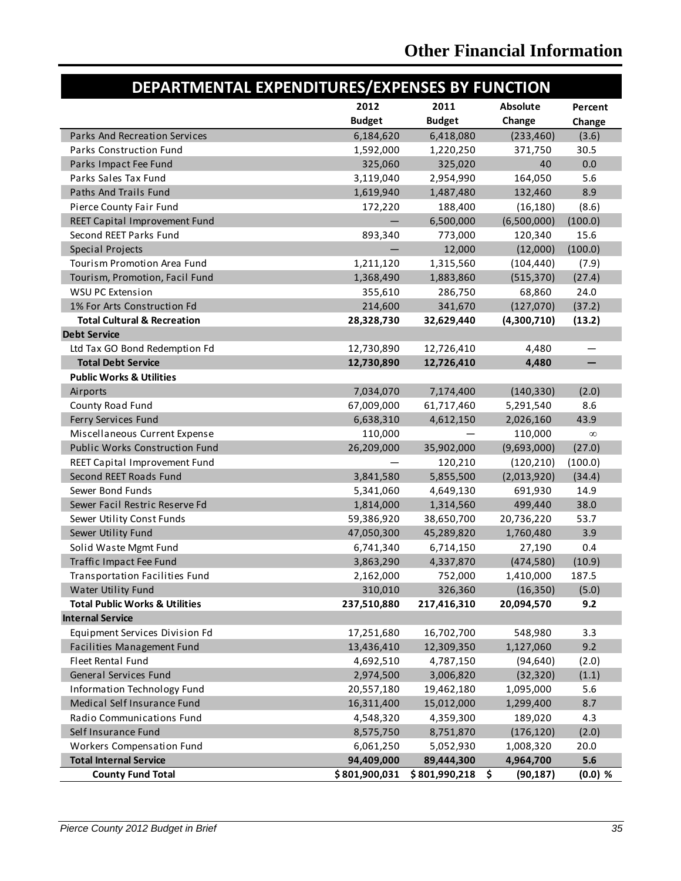# Other Financial Information

## DEPARTMENTAL EXPENDITURES/EXPENSES BY FUNCTION

| | 2012 Budget | 2011 Budget | Absolute Change | Percent Change |
|---|---|---|---|---|
| Parks And Recreation Services | 6,184,620 | 6,418,080 | (233,460) | (3.6) |
| Parks Construction Fund | 1,592,000 | 1,220,250 | 371,750 | 30.5 |
| Parks Impact Fee Fund | 325,060 | 325,020 | 40 | 0.0 |
| Parks Sales Tax Fund | 3,119,040 | 2,954,990 | 164,050 | 5.6 |
| Paths And Trails Fund | 1,619,940 | 1,487,480 | 132,460 | 8.9 |
| Pierce County Fair Fund | 172,220 | 188,400 | (16,180) | (8.6) |
| REET Capital Improvement Fund | — | 6,500,000 | (6,500,000) | (100.0) |
| Second REET Parks Fund | 893,340 | 773,000 | 120,340 | 15.6 |
| Special Projects | — | 12,000 | (12,000) | (100.0) |
| Tourism Promotion Area Fund | 1,211,120 | 1,315,560 | (104,440) | (7.9) |
| Tourism, Promotion, Facil Fund | 1,368,490 | 1,883,860 | (515,370) | (27.4) |
| WSU PC Extension | 355,610 | 286,750 | 68,860 | 24.0 |
| 1% For Arts Construction Fd | 214,600 | 341,670 | (127,070) | (37.2) |
| **Total Cultural & Recreation** | **28,328,730** | **32,629,440** | **(4,300,710)** | **(13.2)** |
| **Debt Service** | | | | |
| Ltd Tax GO Bond Redemption Fd | 12,730,890 | 12,726,410 | 4,480 | — |
| **Total Debt Service** | **12,730,890** | **12,726,410** | **4,480** | **—** |
| **Public Works & Utilities** | | | | |
| Airports | 7,034,070 | 7,174,400 | (140,330) | (2.0) |
| County Road Fund | 67,009,000 | 61,717,460 | 5,291,540 | 8.6 |
| Ferry Services Fund | 6,638,310 | 4,612,150 | 2,026,160 | 43.9 |
| Miscellaneous Current Expense | 110,000 | — | 110,000 | ∞ |
| Public Works Construction Fund | 26,209,000 | 35,902,000 | (9,693,000) | (27.0) |
| REET Capital Improvement Fund | — | 120,210 | (120,210) | (100.0) |
| Second REET Roads Fund | 3,841,580 | 5,855,500 | (2,013,920) | (34.4) |
| Sewer Bond Funds | 5,341,060 | 4,649,130 | 691,930 | 14.9 |
| Sewer Facil Restric Reserve Fd | 1,814,000 | 1,314,560 | 499,440 | 38.0 |
| Sewer Utility Const Funds | 59,386,920 | 38,650,700 | 20,736,220 | 53.7 |
| Sewer Utility Fund | 47,050,300 | 45,289,820 | 1,760,480 | 3.9 |
| Solid Waste Mgmt Fund | 6,741,340 | 6,714,150 | 27,190 | 0.4 |
| Traffic Impact Fee Fund | 3,863,290 | 4,337,870 | (474,580) | (10.9) |
| Transportation Facilities Fund | 2,162,000 | 752,000 | 1,410,000 | 187.5 |
| Water Utility Fund | 310,010 | 326,360 | (16,350) | (5.0) |
| **Total Public Works & Utilities** | **237,510,880** | **217,416,310** | **20,094,570** | **9.2** |
| **Internal Service** | | | | |
| Equipment Services Division Fd | 17,251,680 | 16,702,700 | 548,980 | 3.3 |
| Facilities Management Fund | 13,436,410 | 12,309,350 | 1,127,060 | 9.2 |
| Fleet Rental Fund | 4,692,510 | 4,787,150 | (94,640) | (2.0) |
| General Services Fund | 2,974,500 | 3,006,820 | (32,320) | (1.1) |
| Information Technology Fund | 20,557,180 | 19,462,180 | 1,095,000 | 5.6 |
| Medical Self Insurance Fund | 16,311,400 | 15,012,000 | 1,299,400 | 8.7 |
| Radio Communications Fund | 4,548,320 | 4,359,300 | 189,020 | 4.3 |
| Self Insurance Fund | 8,575,750 | 8,751,870 | (176,120) | (2.0) |
| Workers Compensation Fund | 6,061,250 | 5,052,930 | 1,008,320 | 20.0 |
| **Total Internal Service** | **94,409,000** | **89,444,300** | **4,964,700** | **5.6** |
| **County Fund Total** | **$ 801,900,031** | **$ 801,990,218** | **$ (90,187)** | **(0.0) %** |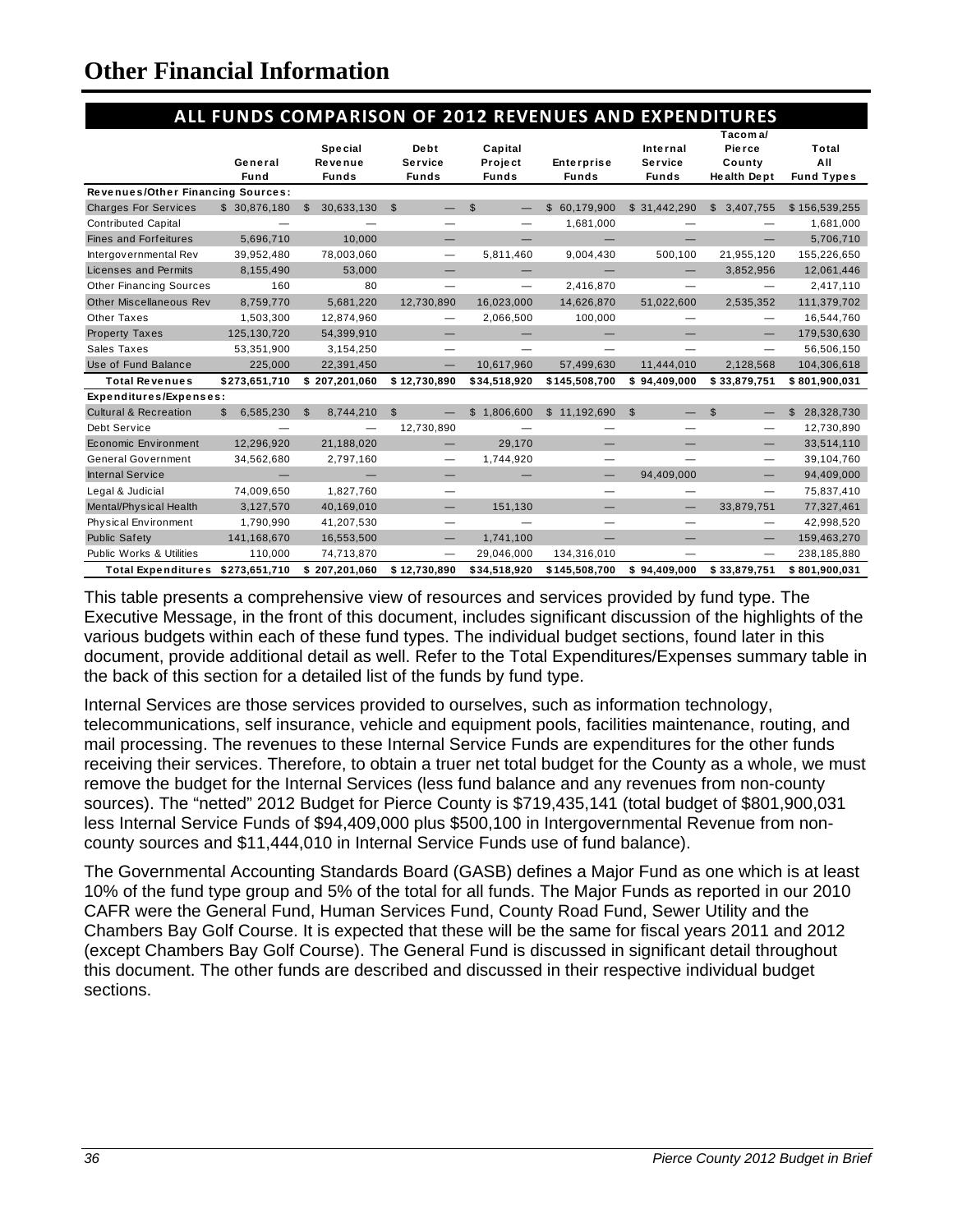# Other Financial Information

## ALL FUNDS COMPARISON OF 2012 REVENUES AND EXPENDITURES

| | General Fund | Special Revenue Funds | Debt Service Funds | Capital Project Funds | Enterprise Funds | Internal Service Funds | Tacoma/ Pierce County Health Dept | Total All Fund Types |
|---|---|---|---|---|---|---|---|---|
| **Revenues/Other Financing Sources:** | | | | | | | | |
| Charges For Services | $ 30,876,180 | $ 30,633,130 | $ — | $ — | $ 60,179,900 | $ 31,442,290 | $ 3,407,755 | $ 156,539,255 |
| Contributed Capital | — | — | — | — | 1,681,000 | — | — | 1,681,000 |
| Fines and Forfeitures | 5,696,710 | 10,000 | — | — | — | — | — | 5,706,710 |
| Intergovernmental Rev | 39,952,480 | 78,003,060 | — | 5,811,460 | 9,004,430 | 500,100 | 21,955,120 | 155,226,650 |
| Licenses and Permits | 8,155,490 | 53,000 | — | — | — | — | 3,852,956 | 12,061,446 |
| Other Financing Sources | 160 | 80 | — | — | 2,416,870 | — | — | 2,417,110 |
| Other Miscellaneous Rev | 8,759,770 | 5,681,220 | 12,730,890 | 16,023,000 | 14,626,870 | 51,022,600 | 2,535,352 | 111,379,702 |
| Other Taxes | 1,503,300 | 12,874,960 | — | 2,066,500 | 100,000 | — | — | 16,544,760 |
| Property Taxes | 125,130,720 | 54,399,910 | — | — | — | — | — | 179,530,630 |
| Sales Taxes | 53,351,900 | 3,154,250 | — | — | — | — | — | 56,506,150 |
| Use of Fund Balance | 225,000 | 22,391,450 | — | 10,617,960 | 57,499,630 | 11,444,010 | 2,128,568 | 104,306,618 |
| **Total Revenues** | **$273,651,710** | **$ 207,201,060** | **$ 12,730,890** | **$34,518,920** | **$145,508,700** | **$ 94,409,000** | **$ 33,879,751** | **$ 801,900,031** |
| **Expenditures/Expenses:** | | | | | | | | |
| Cultural & Recreation | $ 6,585,230 | $ 8,744,210 | $ — | $ 1,806,600 | $ 11,192,690 | $ — | $ — | $ 28,328,730 |
| Debt Service | — | — | 12,730,890 | — | — | — | — | 12,730,890 |
| Economic Environment | 12,296,920 | 21,188,020 | — | 29,170 | — | — | — | 33,514,110 |
| General Government | 34,562,680 | 2,797,160 | — | 1,744,920 | — | — | — | 39,104,760 |
| Internal Service | — | — | — | — | — | 94,409,000 | — | 94,409,000 |
| Legal & Judicial | 74,009,650 | 1,827,760 | — | | — | — | — | 75,837,410 |
| Mental/Physical Health | 3,127,570 | 40,169,010 | — | 151,130 | — | — | 33,879,751 | 77,327,461 |
| Physical Environment | 1,790,990 | 41,207,530 | — | — | — | — | — | 42,998,520 |
| Public Safety | 141,168,670 | 16,553,500 | — | 1,741,100 | — | — | — | 159,463,270 |
| Public Works & Utilities | 110,000 | 74,713,870 | — | 29,046,000 | 134,316,010 | — | — | 238,185,880 |
| **Total Expenditures** | **$273,651,710** | **$ 207,201,060** | **$ 12,730,890** | **$34,518,920** | **$145,508,700** | **$ 94,409,000** | **$ 33,879,751** | **$ 801,900,031** |

This table presents a comprehensive view of resources and services provided by fund type. The Executive Message, in the front of this document, includes significant discussion of the highlights of the various budgets within each of these fund types. The individual budget sections, found later in this document, provide additional detail as well. Refer to the Total Expenditures/Expenses summary table in the back of this section for a detailed list of the funds by fund type.

Internal Services are those services provided to ourselves, such as information technology, telecommunications, self insurance, vehicle and equipment pools, facilities maintenance, routing, and mail processing. The revenues to these Internal Service Funds are expenditures for the other funds receiving their services. Therefore, to obtain a truer net total budget for the County as a whole, we must remove the budget for the Internal Services (less fund balance and any revenues from non-county sources). The "netted" 2012 Budget for Pierce County is $719,435,141 (total budget of $801,900,031 less Internal Service Funds of $94,409,000 plus $500,100 in Intergovernmental Revenue from non-county sources and $11,444,010 in Internal Service Funds use of fund balance).

The Governmental Accounting Standards Board (GASB) defines a Major Fund as one which is at least 10% of the fund type group and 5% of the total for all funds. The Major Funds as reported in our 2010 CAFR were the General Fund, Human Services Fund, County Road Fund, Sewer Utility and the Chambers Bay Golf Course. It is expected that these will be the same for fiscal years 2011 and 2012 (except Chambers Bay Golf Course). The General Fund is discussed in significant detail throughout this document. The other funds are described and discussed in their respective individual budget sections.